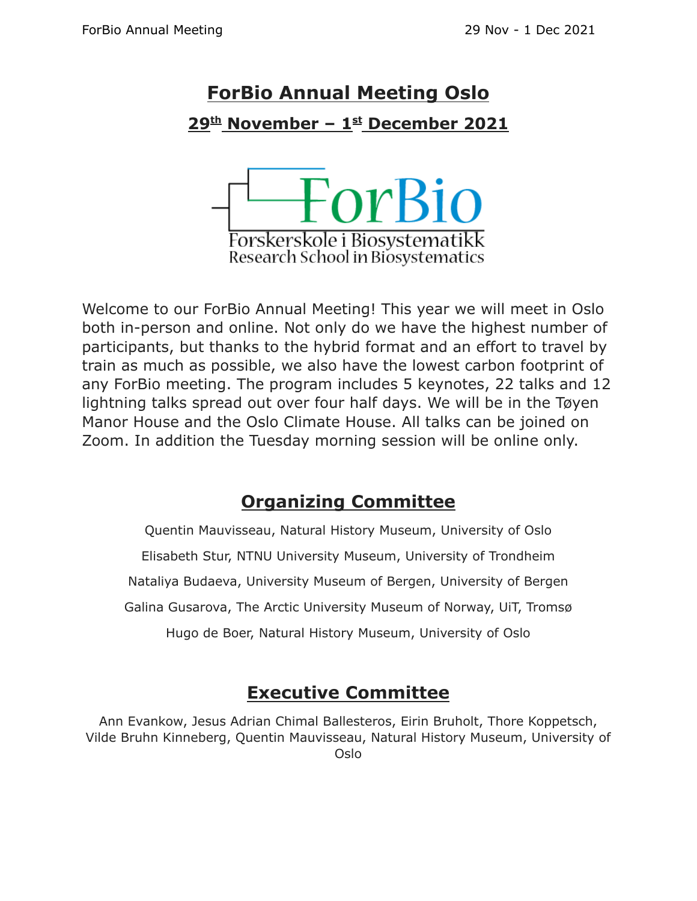# ForBio Annual Meeting Oslo

## 29th November – 1st December 2021

ForBio

Forskerskole i Biosystematikk
Research School in Biosystematics

Welcome to our ForBio Annual Meeting! This year we will meet in Oslo both in-person and online. Not only do we have the highest number of participants, but thanks to the hybrid format and an effort to travel by train as much as possible, we also have the lowest carbon footprint of any ForBio meeting. The program includes 5 keynotes, 22 talks and 12 lightning talks spread out over four half days. We will be in the Tøyen Manor House and the Oslo Climate House. All talks can be joined on Zoom. In addition the Tuesday morning session will be online only.

## Organizing Committee

Quentin Mauvisseau, Natural History Museum, University of Oslo

Elisabeth Stur, NTNU University Museum, University of Trondheim

Nataliya Budaeva, University Museum of Bergen, University of Bergen

Galina Gusarova, The Arctic University Museum of Norway, UiT, Tromsø

Hugo de Boer, Natural History Museum, University of Oslo

## Executive Committee

Ann Evankow, Jesus Adrian Chimal Ballesteros, Eirin Bruholt, Thore Koppetsch, Vilde Bruhn Kinneberg, Quentin Mauvisseau, Natural History Museum, University of Oslo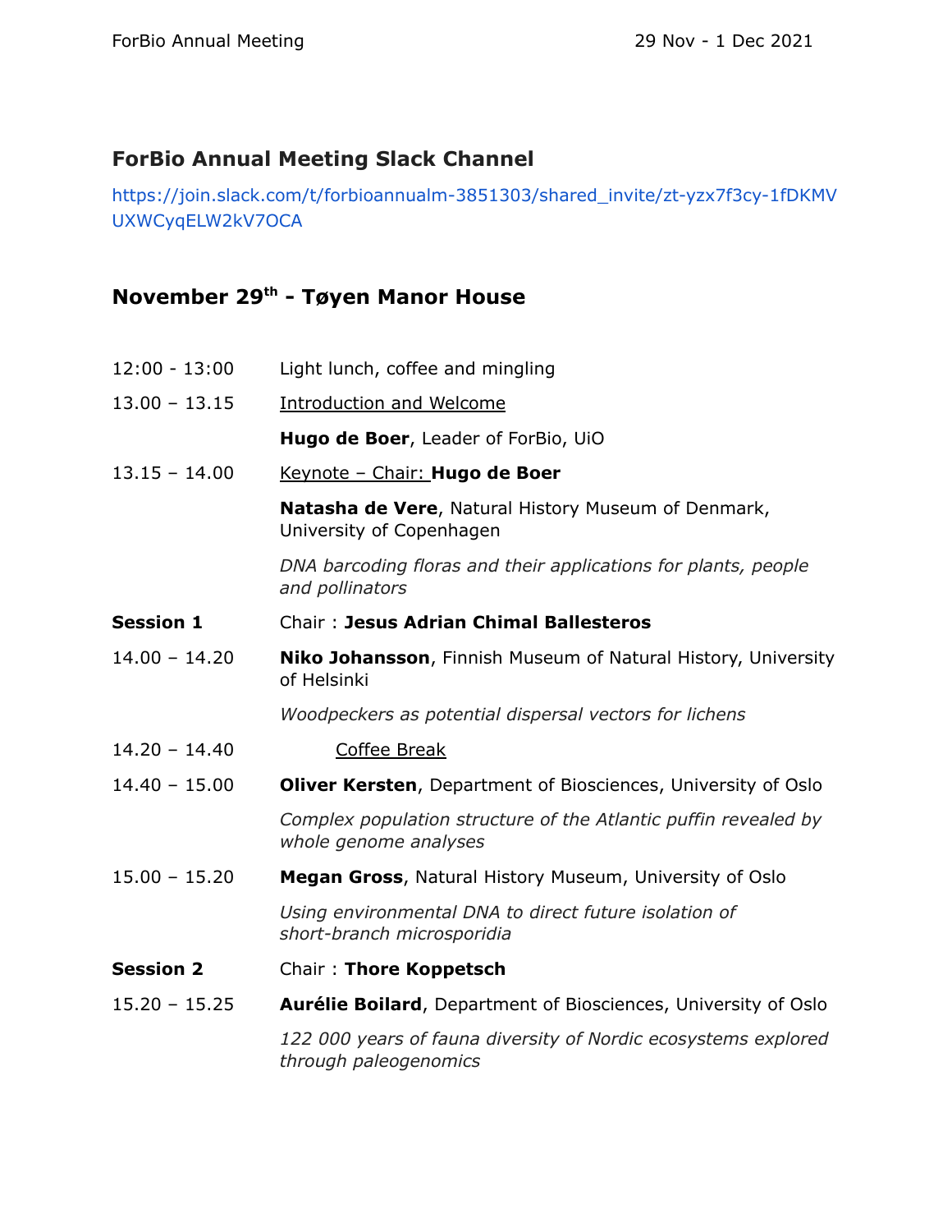## ForBio Annual Meeting Slack Channel

https://join.slack.com/t/forbioannualm-3851303/shared_invite/zt-yzx7f3cy-1fDKMVUXWCyqELW2kV7OCA

## November 29th - Tøyen Manor House

| | |
|---|---|
| 12:00 - 13:00 | Light lunch, coffee and mingling |
| 13.00 – 13.15 | Introduction and Welcome |
| | **Hugo de Boer**, Leader of ForBio, UiO |
| 13.15 – 14.00 | Keynote – Chair: **Hugo de Boer** |
| | **Natasha de Vere**, Natural History Museum of Denmark, University of Copenhagen |
| | *DNA barcoding floras and their applications for plants, people and pollinators* |
| **Session 1** | Chair : **Jesus Adrian Chimal Ballesteros** |
| 14.00 – 14.20 | **Niko Johansson**, Finnish Museum of Natural History, University of Helsinki |
| | *Woodpeckers as potential dispersal vectors for lichens* |
| 14.20 – 14.40 | Coffee Break |
| 14.40 – 15.00 | **Oliver Kersten**, Department of Biosciences, University of Oslo |
| | *Complex population structure of the Atlantic puffin revealed by whole genome analyses* |
| 15.00 – 15.20 | **Megan Gross**, Natural History Museum, University of Oslo |
| | *Using environmental DNA to direct future isolation of short-branch microsporidia* |
| **Session 2** | Chair : **Thore Koppetsch** |
| 15.20 – 15.25 | **Aurélie Boilard**, Department of Biosciences, University of Oslo |
| | *122 000 years of fauna diversity of Nordic ecosystems explored through paleogenomics* |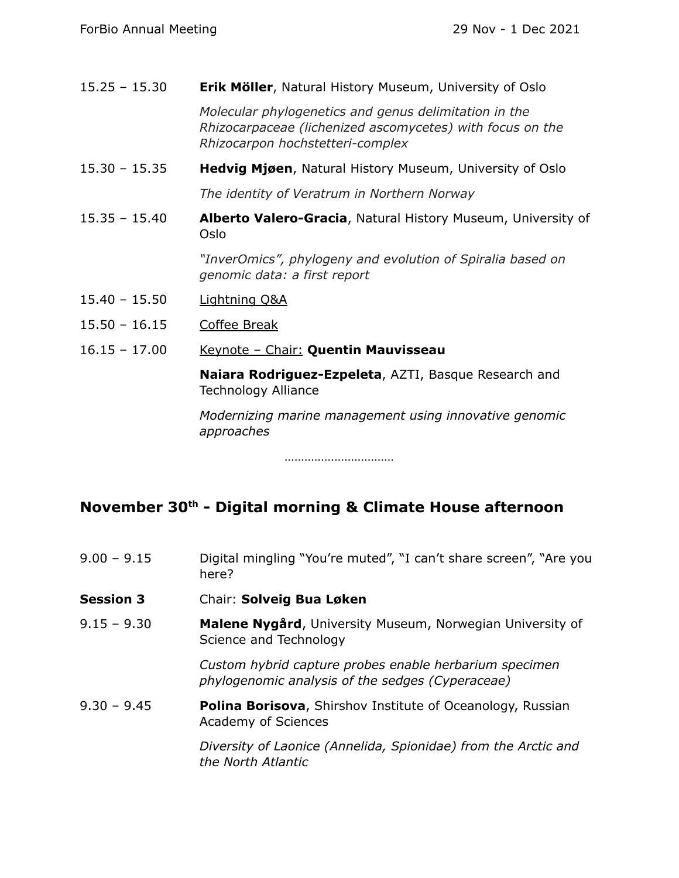15.25 – 15.30 **Erik Möller**, Natural History Museum, University of Oslo

*Molecular phylogenetics and genus delimitation in the Rhizocarpaceae (lichenized ascomycetes) with focus on the Rhizocarpon hochstetteri-complex*

15.30 – 15.35 **Hedvig Mjøen**, Natural History Museum, University of Oslo

*The identity of Veratrum in Northern Norway*

15.35 – 15.40 **Alberto Valero-Gracia**, Natural History Museum, University of Oslo

*"InverOmics", phylogeny and evolution of Spiralia based on genomic data: a first report*

15.40 – 15.50 Lightning Q&A

15.50 – 16.15 Coffee Break

16.15 – 17.00 Keynote – Chair: **Quentin Mauvisseau**

**Naiara Rodriguez-Ezpeleta**, AZTI, Basque Research and Technology Alliance

*Modernizing marine management using innovative genomic approaches*

……………………………

## November 30th - Digital morning & Climate House afternoon

9.00 – 9.15 Digital mingling "You're muted", "I can't share screen", "Are you here?

**Session 3** Chair: **Solveig Bua Løken**

9.15 – 9.30 **Malene Nygård**, University Museum, Norwegian University of Science and Technology

*Custom hybrid capture probes enable herbarium specimen phylogenomic analysis of the sedges (Cyperaceae)*

9.30 – 9.45 **Polina Borisova**, Shirshov Institute of Oceanology, Russian Academy of Sciences

*Diversity of Laonice (Annelida, Spionidae) from the Arctic and the North Atlantic*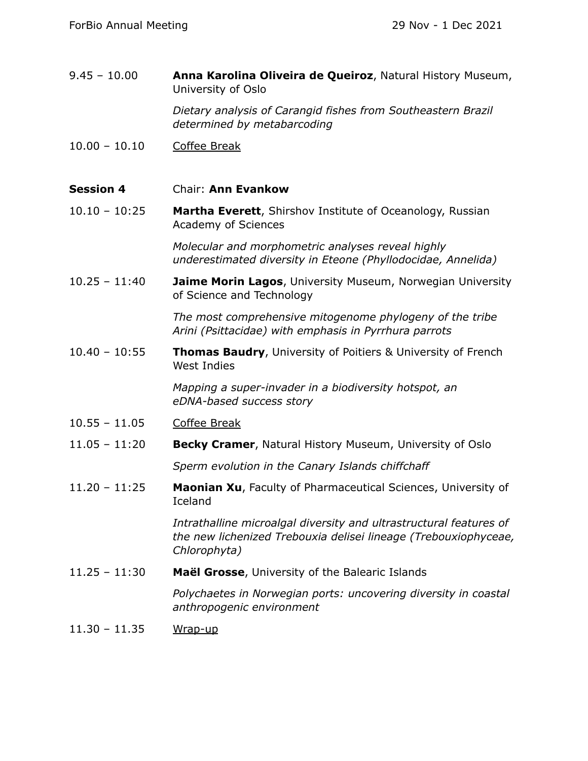9.45 – 10.00 **Anna Karolina Oliveira de Queiroz**, Natural History Museum, University of Oslo

*Dietary analysis of Carangid fishes from Southeastern Brazil determined by metabarcoding*

10.00 – 10.10 Coffee Break

**Session 4** Chair: **Ann Evankow**

10.10 – 10:25 **Martha Everett**, Shirshov Institute of Oceanology, Russian Academy of Sciences

*Molecular and morphometric analyses reveal highly underestimated diversity in Eteone (Phyllodocidae, Annelida)*

10.25 – 11:40 **Jaime Morin Lagos**, University Museum, Norwegian University of Science and Technology

*The most comprehensive mitogenome phylogeny of the tribe Arini (Psittacidae) with emphasis in Pyrrhura parrots*

10.40 – 10:55 **Thomas Baudry**, University of Poitiers & University of French West Indies

*Mapping a super-invader in a biodiversity hotspot, an eDNA-based success story*

10.55 – 11.05 Coffee Break

11.05 – 11:20 **Becky Cramer**, Natural History Museum, University of Oslo

*Sperm evolution in the Canary Islands chiffchaff*

11.20 – 11:25 **Maonian Xu**, Faculty of Pharmaceutical Sciences, University of Iceland

*Intrathalline microalgal diversity and ultrastructural features of the new lichenized Trebouxia delisei lineage (Trebouxiophyceae, Chlorophyta)*

11.25 – 11:30 **Maël Grosse**, University of the Balearic Islands

*Polychaetes in Norwegian ports: uncovering diversity in coastal anthropogenic environment*

11.30 – 11.35 Wrap-up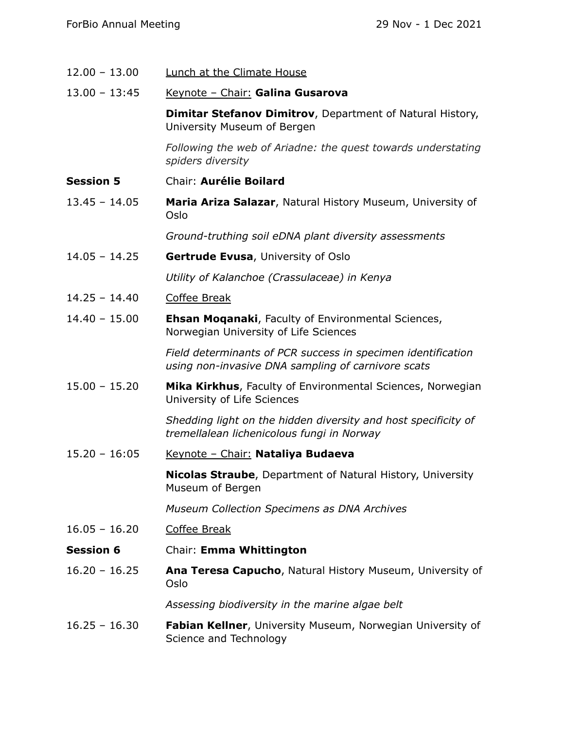12.00 – 13.00 Lunch at the Climate House

13.00 – 13:45 Keynote – Chair: **Galina Gusarova**

**Dimitar Stefanov Dimitrov**, Department of Natural History, University Museum of Bergen

*Following the web of Ariadne: the quest towards understating spiders diversity*

**Session 5** Chair: **Aurélie Boilard**

13.45 – 14.05 **Maria Ariza Salazar**, Natural History Museum, University of Oslo

*Ground-truthing soil eDNA plant diversity assessments*

14.05 – 14.25 **Gertrude Evusa**, University of Oslo

*Utility of Kalanchoe (Crassulaceae) in Kenya*

14.25 – 14.40 Coffee Break

14.40 – 15.00 **Ehsan Moqanaki**, Faculty of Environmental Sciences, Norwegian University of Life Sciences

*Field determinants of PCR success in specimen identification using non-invasive DNA sampling of carnivore scats*

15.00 – 15.20 **Mika Kirkhus**, Faculty of Environmental Sciences, Norwegian University of Life Sciences

*Shedding light on the hidden diversity and host specificity of tremellalean lichenicolous fungi in Norway*

15.20 – 16:05 Keynote – Chair: **Nataliya Budaeva**

**Nicolas Straube**, Department of Natural History, University Museum of Bergen

*Museum Collection Specimens as DNA Archives*

16.05 – 16.20 Coffee Break

**Session 6** Chair: **Emma Whittington**

16.20 – 16.25 **Ana Teresa Capucho**, Natural History Museum, University of Oslo

*Assessing biodiversity in the marine algae belt*

16.25 – 16.30 **Fabian Kellner**, University Museum, Norwegian University of Science and Technology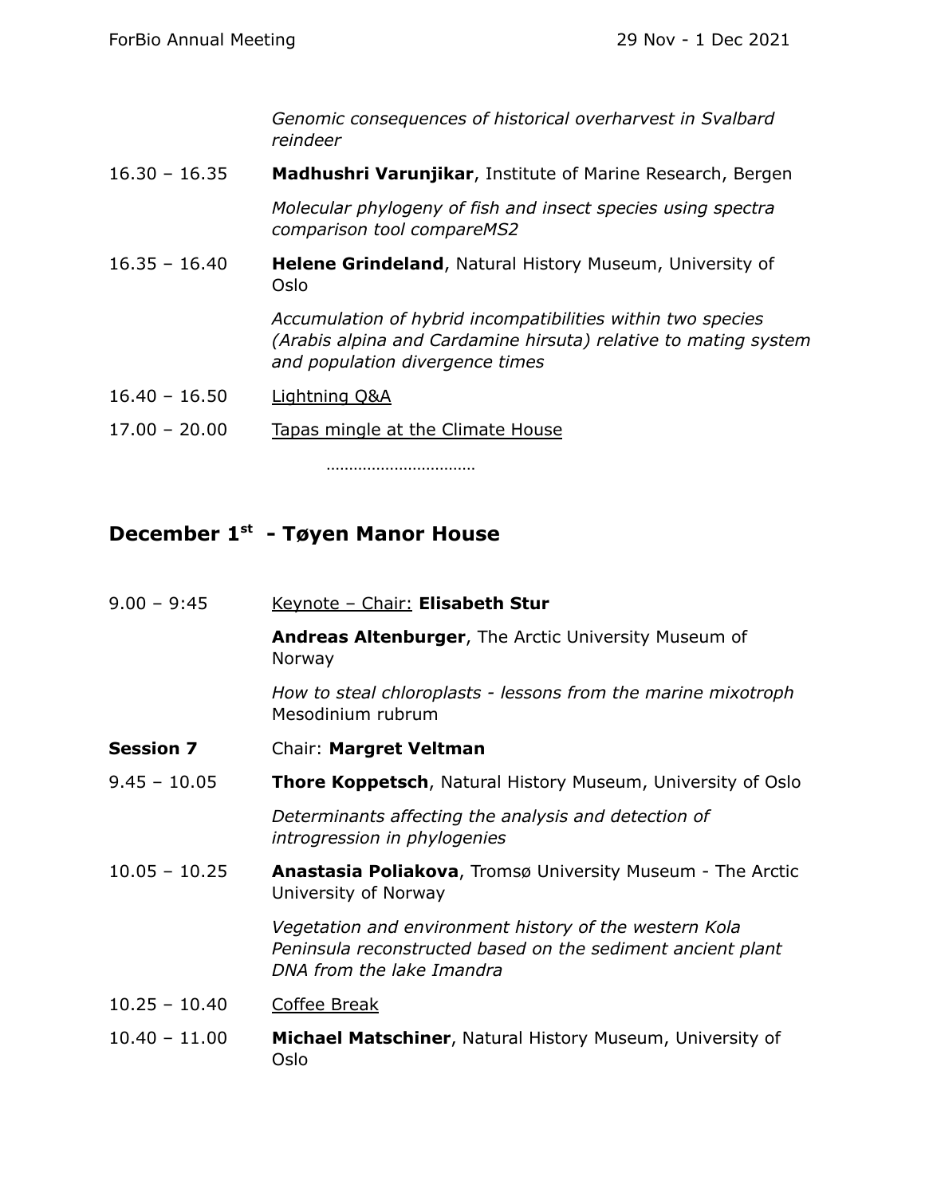*Genomic consequences of historical overharvest in Svalbard reindeer*

16.30 – 16.35 **Madhushri Varunjikar**, Institute of Marine Research, Bergen

*Molecular phylogeny of fish and insect species using spectra comparison tool compareMS2*

16.35 – 16.40 **Helene Grindeland**, Natural History Museum, University of Oslo

*Accumulation of hybrid incompatibilities within two species (Arabis alpina and Cardamine hirsuta) relative to mating system and population divergence times*

16.40 – 16.50 Lightning Q&A

17.00 – 20.00 Tapas mingle at the Climate House

……………………………

## December 1st - Tøyen Manor House

9.00 – 9:45 Keynote – Chair: **Elisabeth Stur**

**Andreas Altenburger**, The Arctic University Museum of Norway

*How to steal chloroplasts - lessons from the marine mixotroph* Mesodinium rubrum

**Session 7** Chair: **Margret Veltman**

9.45 – 10.05 **Thore Koppetsch**, Natural History Museum, University of Oslo

*Determinants affecting the analysis and detection of introgression in phylogenies*

10.05 – 10.25 **Anastasia Poliakova**, Tromsø University Museum - The Arctic University of Norway

*Vegetation and environment history of the western Kola Peninsula reconstructed based on the sediment ancient plant DNA from the lake Imandra*

10.25 – 10.40 Coffee Break

10.40 – 11.00 **Michael Matschiner**, Natural History Museum, University of Oslo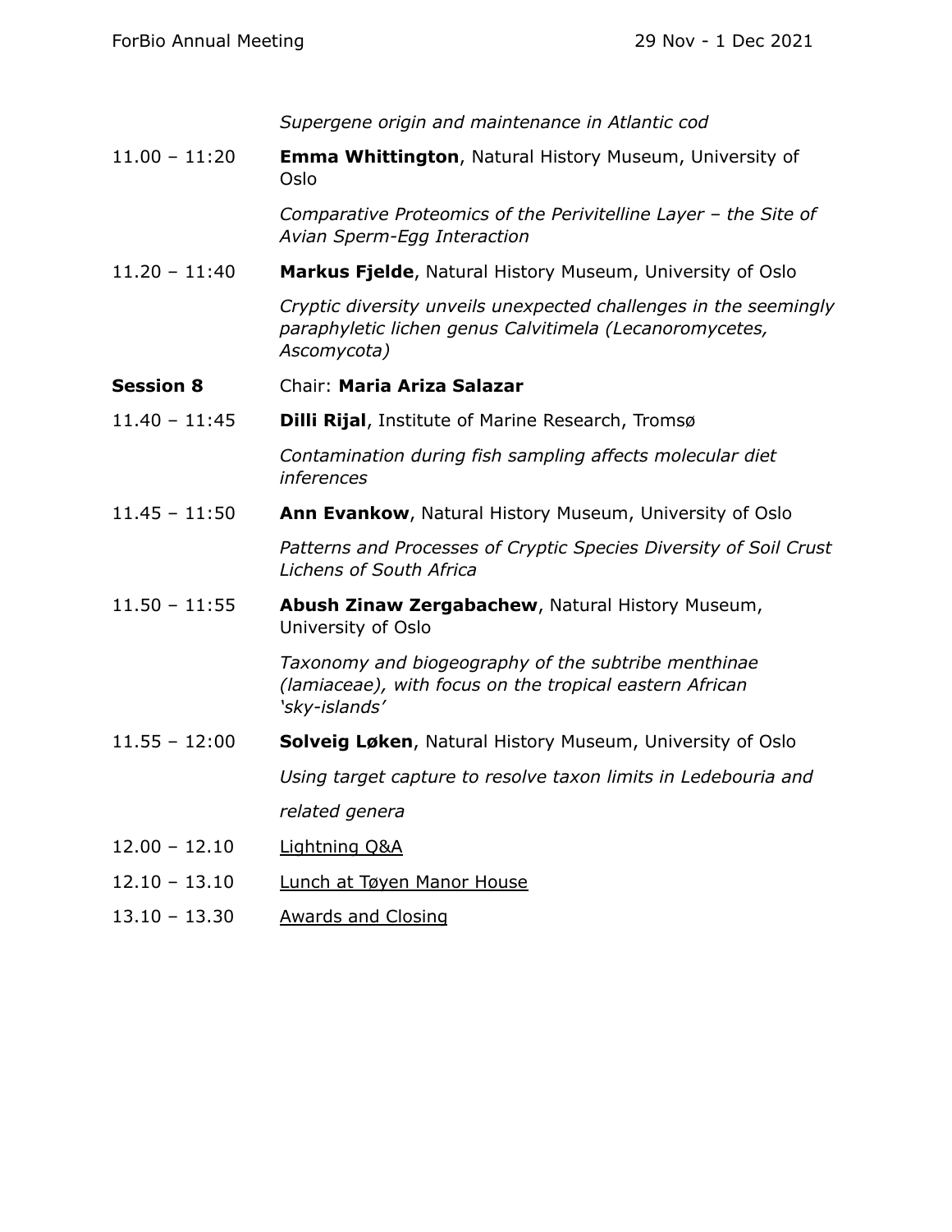*Supergene origin and maintenance in Atlantic cod*

| | |
|---|---|
| 11.00 – 11:20 | **Emma Whittington**, Natural History Museum, University of Oslo |
| | *Comparative Proteomics of the Perivitelline Layer – the Site of Avian Sperm-Egg Interaction* |
| 11.20 – 11:40 | **Markus Fjelde**, Natural History Museum, University of Oslo |
| | *Cryptic diversity unveils unexpected challenges in the seemingly paraphyletic lichen genus Calvitimela (Lecanoromycetes, Ascomycota)* |
| **Session 8** | Chair: **Maria Ariza Salazar** |
| 11.40 – 11:45 | **Dilli Rijal**, Institute of Marine Research, Tromsø |
| | *Contamination during fish sampling affects molecular diet inferences* |
| 11.45 – 11:50 | **Ann Evankow**, Natural History Museum, University of Oslo |
| | *Patterns and Processes of Cryptic Species Diversity of Soil Crust Lichens of South Africa* |
| 11.50 – 11:55 | **Abush Zinaw Zergabachew**, Natural History Museum, University of Oslo |
| | *Taxonomy and biogeography of the subtribe menthinae (lamiaceae), with focus on the tropical eastern African 'sky-islands'* |
| 11.55 – 12:00 | **Solveig Løken**, Natural History Museum, University of Oslo |
| | *Using target capture to resolve taxon limits in Ledebouria and related genera* |
| 12.00 – 12.10 | Lightning Q&A |
| 12.10 – 13.10 | Lunch at Tøyen Manor House |
| 13.10 – 13.30 | Awards and Closing |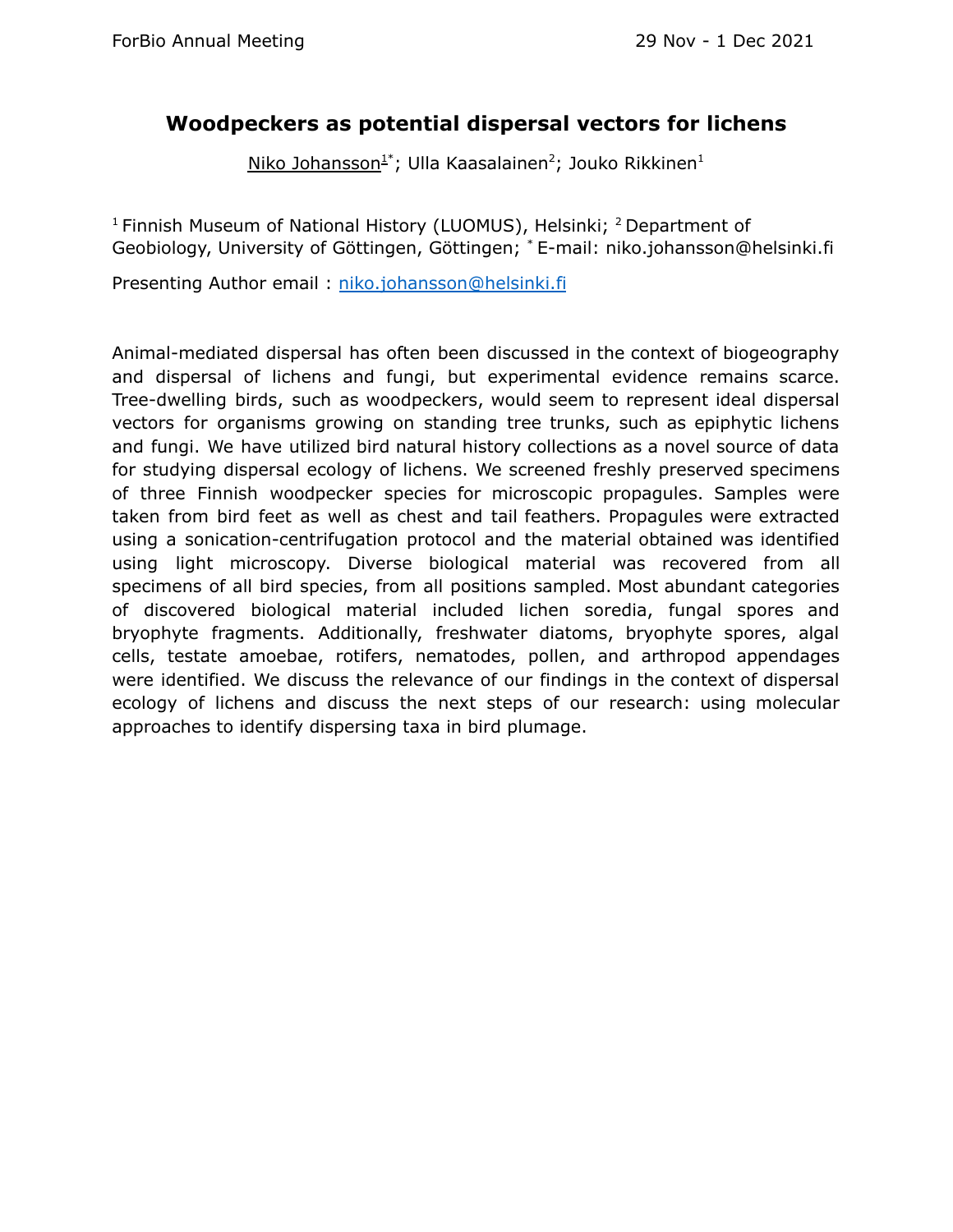# Woodpeckers as potential dispersal vectors for lichens

Niko Johansson[1*]; Ulla Kaasalainen[2]; Jouko Rikkinen[1]

[1] Finnish Museum of National History (LUOMUS), Helsinki; [2] Department of Geobiology, University of Göttingen, Göttingen; [*] E-mail: niko.johansson@helsinki.fi

Presenting Author email : niko.johansson@helsinki.fi

Animal-mediated dispersal has often been discussed in the context of biogeography and dispersal of lichens and fungi, but experimental evidence remains scarce. Tree-dwelling birds, such as woodpeckers, would seem to represent ideal dispersal vectors for organisms growing on standing tree trunks, such as epiphytic lichens and fungi. We have utilized bird natural history collections as a novel source of data for studying dispersal ecology of lichens. We screened freshly preserved specimens of three Finnish woodpecker species for microscopic propagules. Samples were taken from bird feet as well as chest and tail feathers. Propagules were extracted using a sonication-centrifugation protocol and the material obtained was identified using light microscopy. Diverse biological material was recovered from all specimens of all bird species, from all positions sampled. Most abundant categories of discovered biological material included lichen soredia, fungal spores and bryophyte fragments. Additionally, freshwater diatoms, bryophyte spores, algal cells, testate amoebae, rotifers, nematodes, pollen, and arthropod appendages were identified. We discuss the relevance of our findings in the context of dispersal ecology of lichens and discuss the next steps of our research: using molecular approaches to identify dispersing taxa in bird plumage.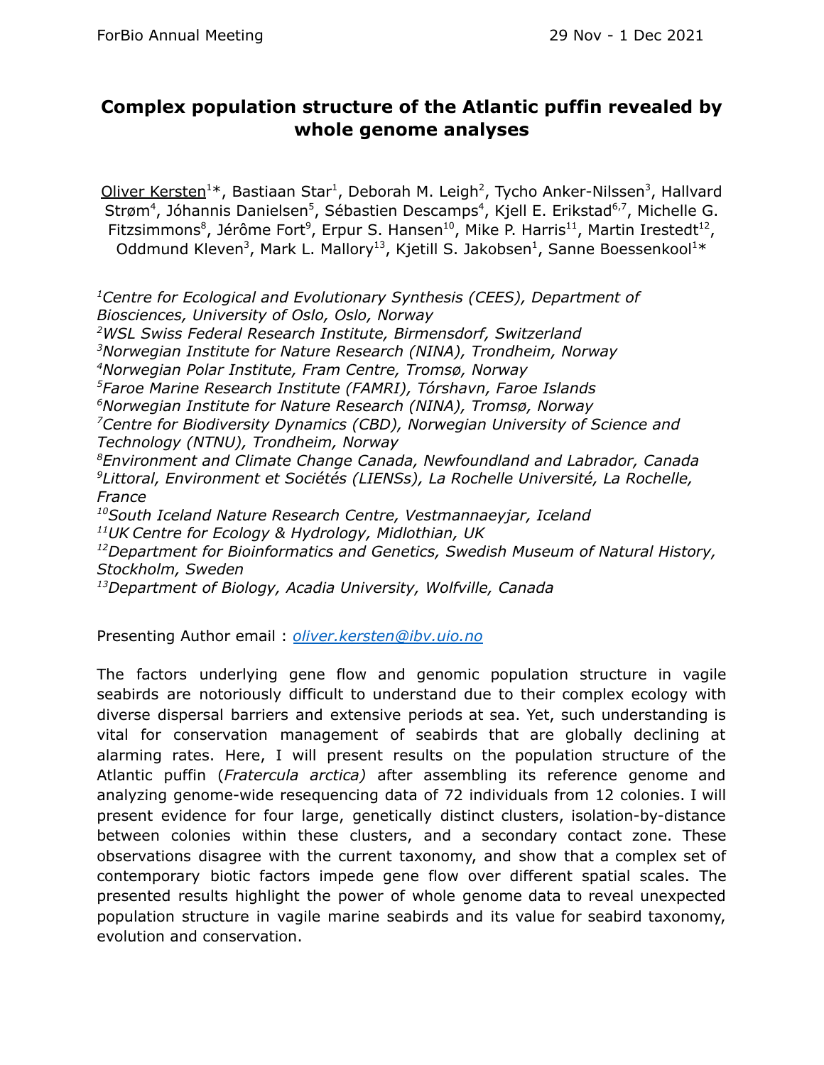# Complex population structure of the Atlantic puffin revealed by whole genome analyses

Oliver Kersten[1]*, Bastiaan Star[1], Deborah M. Leigh[2], Tycho Anker-Nilssen[3], Hallvard Strøm[4], Jóhannis Danielsen[5], Sébastien Descamps[4], Kjell E. Erikstad[6,7], Michelle G. Fitzsimmons[8], Jérôme Fort[9], Erpur S. Hansen[10], Mike P. Harris[11], Martin Irestedt[12], Oddmund Kleven[3], Mark L. Mallory[13], Kjetill S. Jakobsen[1], Sanne Boessenkool[1]*

*[1]Centre for Ecological and Evolutionary Synthesis (CEES), Department of Biosciences, University of Oslo, Oslo, Norway*
*[2]WSL Swiss Federal Research Institute, Birmensdorf, Switzerland*
*[3]Norwegian Institute for Nature Research (NINA), Trondheim, Norway*
*[4]Norwegian Polar Institute, Fram Centre, Tromsø, Norway*
*[5]Faroe Marine Research Institute (FAMRI), Tórshavn, Faroe Islands*
*[6]Norwegian Institute for Nature Research (NINA), Tromsø, Norway*
*[7]Centre for Biodiversity Dynamics (CBD), Norwegian University of Science and Technology (NTNU), Trondheim, Norway*
*[8]Environment and Climate Change Canada, Newfoundland and Labrador, Canada*
*[9]Littoral, Environment et Sociétés (LIENSs), La Rochelle Université, La Rochelle, France*
*[10]South Iceland Nature Research Centre, Vestmannaeyjar, Iceland*
*[11]UK Centre for Ecology & Hydrology, Midlothian, UK*
*[12]Department for Bioinformatics and Genetics, Swedish Museum of Natural History, Stockholm, Sweden*
*[13]Department of Biology, Acadia University, Wolfville, Canada*

Presenting Author email : oliver.kersten@ibv.uio.no

The factors underlying gene flow and genomic population structure in vagile seabirds are notoriously difficult to understand due to their complex ecology with diverse dispersal barriers and extensive periods at sea. Yet, such understanding is vital for conservation management of seabirds that are globally declining at alarming rates. Here, I will present results on the population structure of the Atlantic puffin (*Fratercula arctica)* after assembling its reference genome and analyzing genome-wide resequencing data of 72 individuals from 12 colonies. I will present evidence for four large, genetically distinct clusters, isolation-by-distance between colonies within these clusters, and a secondary contact zone. These observations disagree with the current taxonomy, and show that a complex set of contemporary biotic factors impede gene flow over different spatial scales. The presented results highlight the power of whole genome data to reveal unexpected population structure in vagile marine seabirds and its value for seabird taxonomy, evolution and conservation.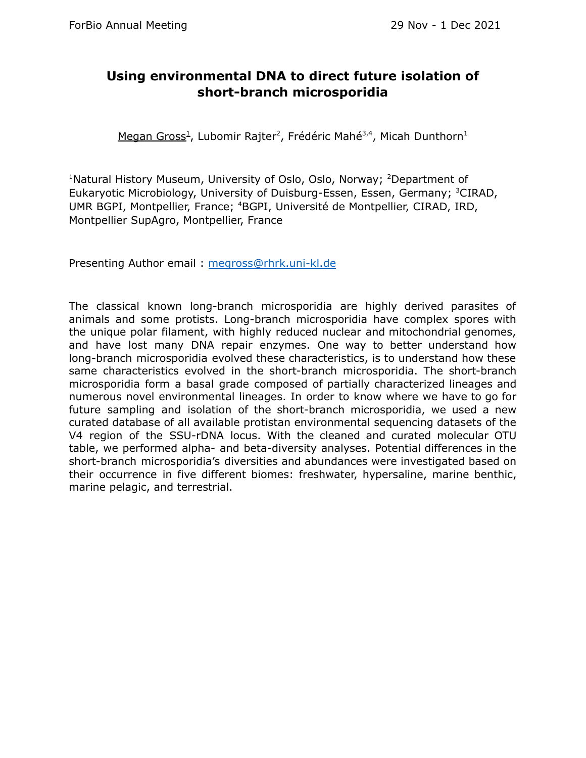# Using environmental DNA to direct future isolation of short-branch microsporidia

Megan Gross[1], Lubomir Rajter[2], Frédéric Mahé[3,4], Micah Dunthorn[1]

[1]Natural History Museum, University of Oslo, Oslo, Norway; [2]Department of Eukaryotic Microbiology, University of Duisburg-Essen, Essen, Germany; [3]CIRAD, UMR BGPI, Montpellier, France; [4]BGPI, Université de Montpellier, CIRAD, IRD, Montpellier SupAgro, Montpellier, France

Presenting Author email : megross@rhrk.uni-kl.de

The classical known long-branch microsporidia are highly derived parasites of animals and some protists. Long-branch microsporidia have complex spores with the unique polar filament, with highly reduced nuclear and mitochondrial genomes, and have lost many DNA repair enzymes. One way to better understand how long-branch microsporidia evolved these characteristics, is to understand how these same characteristics evolved in the short-branch microsporidia. The short-branch microsporidia form a basal grade composed of partially characterized lineages and numerous novel environmental lineages. In order to know where we have to go for future sampling and isolation of the short-branch microsporidia, we used a new curated database of all available protistan environmental sequencing datasets of the V4 region of the SSU-rDNA locus. With the cleaned and curated molecular OTU table, we performed alpha- and beta-diversity analyses. Potential differences in the short-branch microsporidia's diversities and abundances were investigated based on their occurrence in five different biomes: freshwater, hypersaline, marine benthic, marine pelagic, and terrestrial.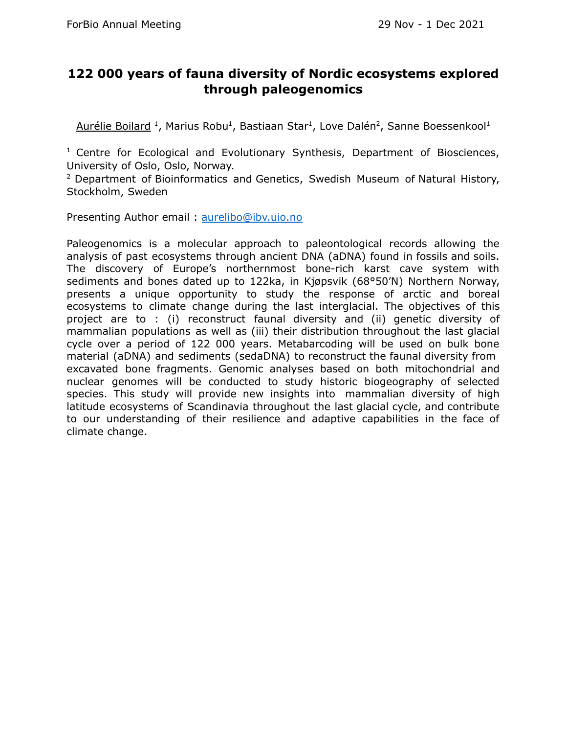# 122 000 years of fauna diversity of Nordic ecosystems explored through paleogenomics

Aurélie Boilard [1], Marius Robu[1], Bastiaan Star[1], Love Dalén[2], Sanne Boessenkool[1]

[1] Centre for Ecological and Evolutionary Synthesis, Department of Biosciences, University of Oslo, Oslo, Norway.

[2] Department of Bioinformatics and Genetics, Swedish Museum of Natural History, Stockholm, Sweden

Presenting Author email : aurelibo@ibv.uio.no

Paleogenomics is a molecular approach to paleontological records allowing the analysis of past ecosystems through ancient DNA (aDNA) found in fossils and soils. The discovery of Europe's northernmost bone-rich karst cave system with sediments and bones dated up to 122ka, in Kjøpsvik (68°50'N) Northern Norway, presents a unique opportunity to study the response of arctic and boreal ecosystems to climate change during the last interglacial. The objectives of this project are to : (i) reconstruct faunal diversity and (ii) genetic diversity of mammalian populations as well as (iii) their distribution throughout the last glacial cycle over a period of 122 000 years. Metabarcoding will be used on bulk bone material (aDNA) and sediments (sedaDNA) to reconstruct the faunal diversity from excavated bone fragments. Genomic analyses based on both mitochondrial and nuclear genomes will be conducted to study historic biogeography of selected species. This study will provide new insights into mammalian diversity of high latitude ecosystems of Scandinavia throughout the last glacial cycle, and contribute to our understanding of their resilience and adaptive capabilities in the face of climate change.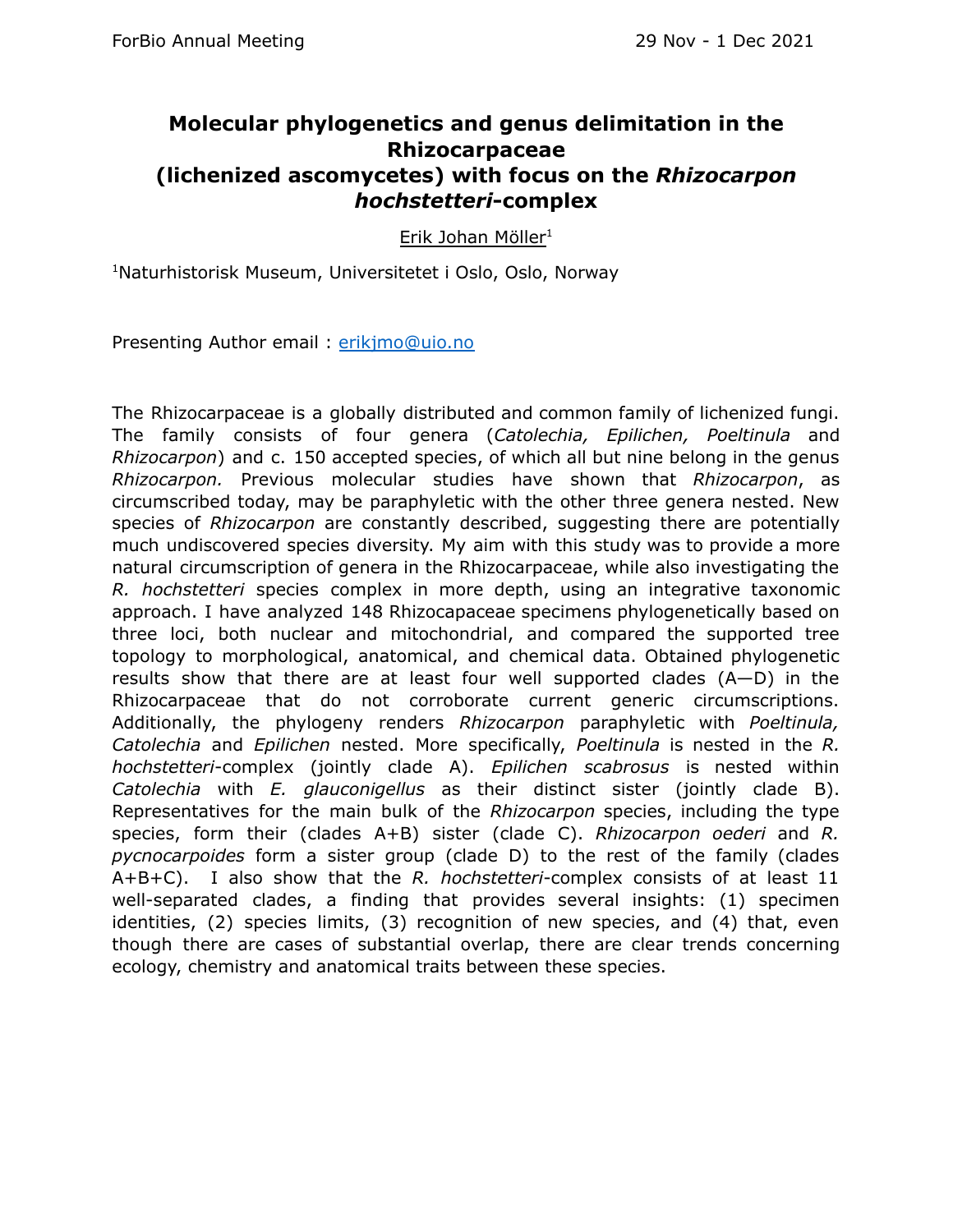# Molecular phylogenetics and genus delimitation in the Rhizocarpaceae (lichenized ascomycetes) with focus on the *Rhizocarpon hochstetteri*-complex

Erik Johan Möller[1]

[1]Naturhistorisk Museum, Universitetet i Oslo, Oslo, Norway

Presenting Author email : erikjmo@uio.no

The Rhizocarpaceae is a globally distributed and common family of lichenized fungi. The family consists of four genera (*Catolechia, Epilichen, Poeltinula* and *Rhizocarpon*) and c. 150 accepted species, of which all but nine belong in the genus *Rhizocarpon.* Previous molecular studies have shown that *Rhizocarpon*, as circumscribed today, may be paraphyletic with the other three genera nested. New species of *Rhizocarpon* are constantly described, suggesting there are potentially much undiscovered species diversity. My aim with this study was to provide a more natural circumscription of genera in the Rhizocarpaceae, while also investigating the *R. hochstetteri* species complex in more depth, using an integrative taxonomic approach. I have analyzed 148 Rhizocapaceae specimens phylogenetically based on three loci, both nuclear and mitochondrial, and compared the supported tree topology to morphological, anatomical, and chemical data. Obtained phylogenetic results show that there are at least four well supported clades (A—D) in the Rhizocarpaceae that do not corroborate current generic circumscriptions. Additionally, the phylogeny renders *Rhizocarpon* paraphyletic with *Poeltinula, Catolechia* and *Epilichen* nested. More specifically, *Poeltinula* is nested in the *R. hochstetteri*-complex (jointly clade A). *Epilichen scabrosus* is nested within *Catolechia* with *E. glauconigellus* as their distinct sister (jointly clade B). Representatives for the main bulk of the *Rhizocarpon* species, including the type species, form their (clades A+B) sister (clade C). *Rhizocarpon oederi* and *R. pycnocarpoides* form a sister group (clade D) to the rest of the family (clades A+B+C). I also show that the *R. hochstetteri*-complex consists of at least 11 well-separated clades, a finding that provides several insights: (1) specimen identities, (2) species limits, (3) recognition of new species, and (4) that, even though there are cases of substantial overlap, there are clear trends concerning ecology, chemistry and anatomical traits between these species.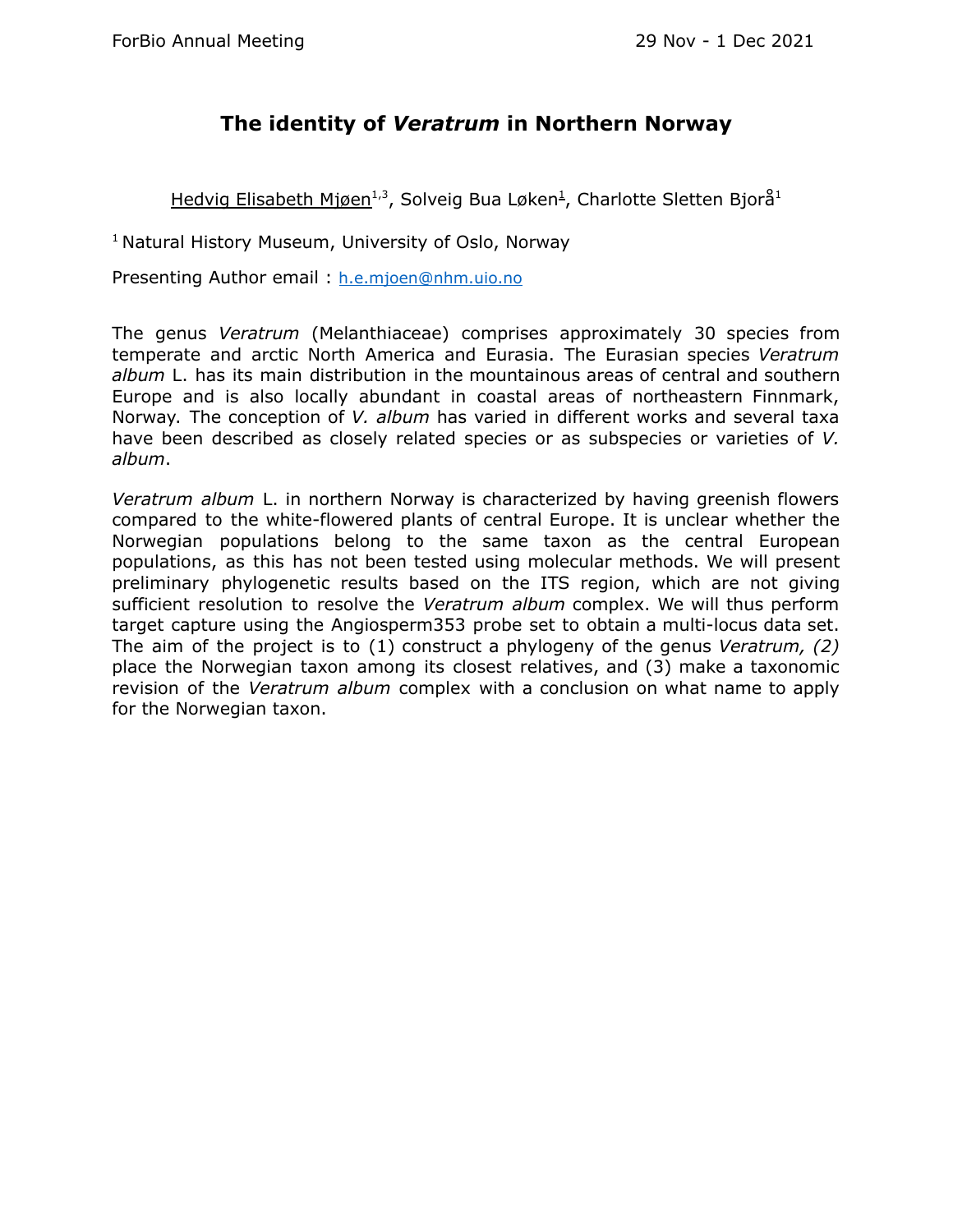# The identity of *Veratrum* in Northern Norway

Hedvig Elisabeth Mjøen[1,3], Solveig Bua Løken[1], Charlotte Sletten Bjorå[1]

[1] Natural History Museum, University of Oslo, Norway

Presenting Author email : h.e.mjoen@nhm.uio.no

The genus *Veratrum* (Melanthiaceae) comprises approximately 30 species from temperate and arctic North America and Eurasia. The Eurasian species *Veratrum album* L. has its main distribution in the mountainous areas of central and southern Europe and is also locally abundant in coastal areas of northeastern Finnmark, Norway. The conception of *V. album* has varied in different works and several taxa have been described as closely related species or as subspecies or varieties of *V. album*.

*Veratrum album* L. in northern Norway is characterized by having greenish flowers compared to the white-flowered plants of central Europe. It is unclear whether the Norwegian populations belong to the same taxon as the central European populations, as this has not been tested using molecular methods. We will present preliminary phylogenetic results based on the ITS region, which are not giving sufficient resolution to resolve the *Veratrum album* complex. We will thus perform target capture using the Angiosperm353 probe set to obtain a multi-locus data set. The aim of the project is to (1) construct a phylogeny of the genus *Veratrum, (2)* place the Norwegian taxon among its closest relatives, and (3) make a taxonomic revision of the *Veratrum album* complex with a conclusion on what name to apply for the Norwegian taxon.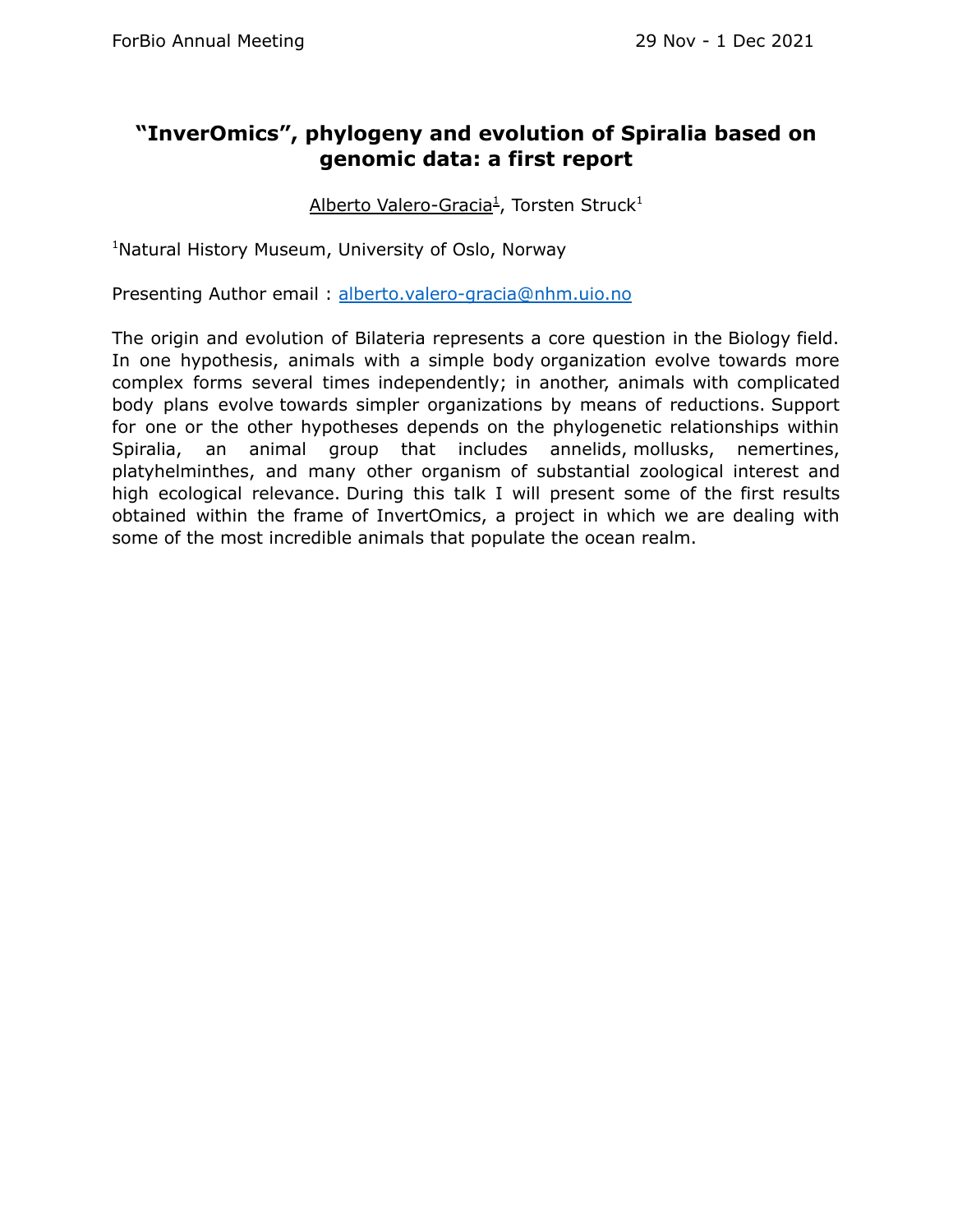# "InverOmics", phylogeny and evolution of Spiralia based on genomic data: a first report

Alberto Valero-Gracia[1], Torsten Struck[1]

[1]Natural History Museum, University of Oslo, Norway

Presenting Author email : alberto.valero-gracia@nhm.uio.no

The origin and evolution of Bilateria represents a core question in the Biology field. In one hypothesis, animals with a simple body organization evolve towards more complex forms several times independently; in another, animals with complicated body plans evolve towards simpler organizations by means of reductions. Support for one or the other hypotheses depends on the phylogenetic relationships within Spiralia, an animal group that includes annelids, mollusks, nemertines, platyhelminthes, and many other organism of substantial zoological interest and high ecological relevance. During this talk I will present some of the first results obtained within the frame of InvertOmics, a project in which we are dealing with some of the most incredible animals that populate the ocean realm.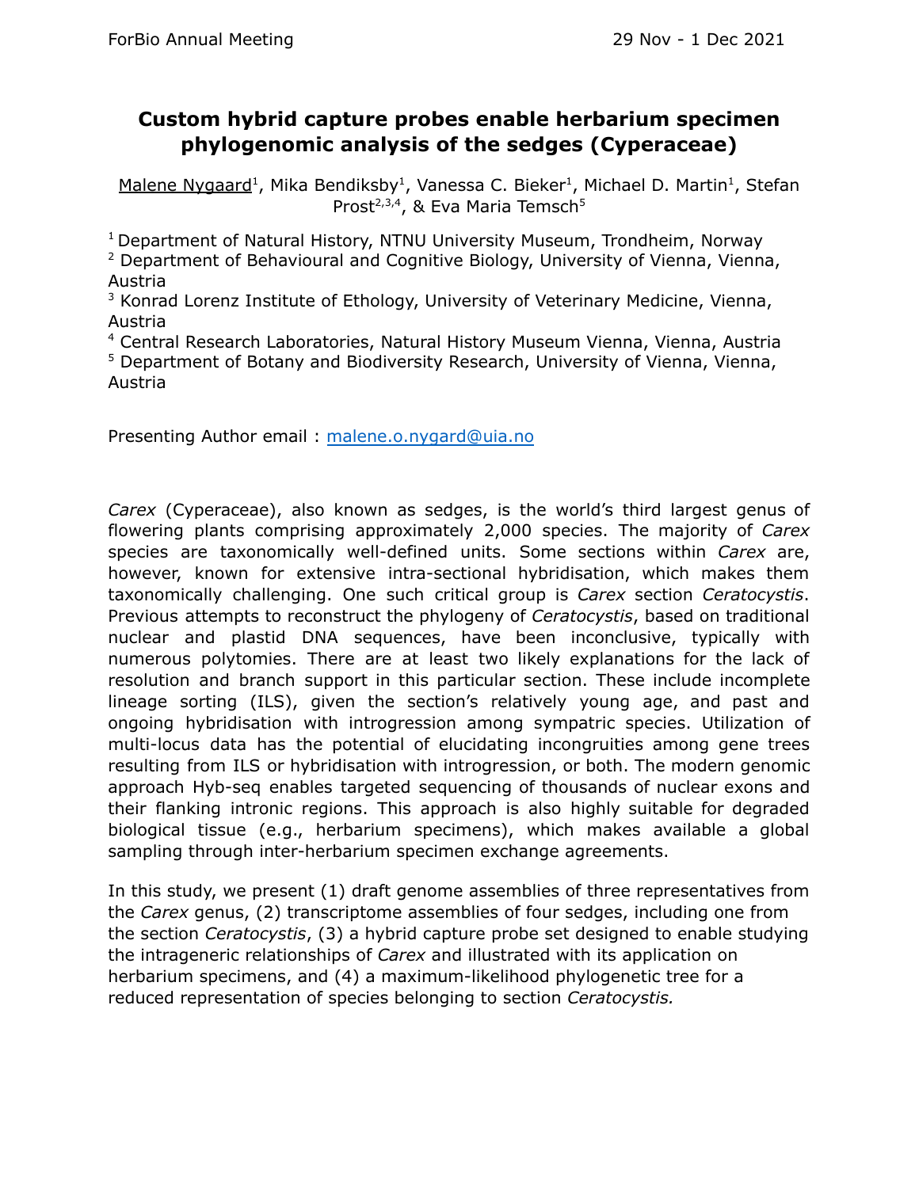# Custom hybrid capture probes enable herbarium specimen phylogenomic analysis of the sedges (Cyperaceae)

Malene Nygaard[1], Mika Bendiksby[1], Vanessa C. Bieker[1], Michael D. Martin[1], Stefan Prost[2,3,4], & Eva Maria Temsch[5]

[1] Department of Natural History, NTNU University Museum, Trondheim, Norway
[2] Department of Behavioural and Cognitive Biology, University of Vienna, Vienna, Austria
[3] Konrad Lorenz Institute of Ethology, University of Veterinary Medicine, Vienna, Austria
[4] Central Research Laboratories, Natural History Museum Vienna, Vienna, Austria
[5] Department of Botany and Biodiversity Research, University of Vienna, Vienna, Austria

Presenting Author email : malene.o.nygard@uia.no

*Carex* (Cyperaceae), also known as sedges, is the world's third largest genus of flowering plants comprising approximately 2,000 species. The majority of *Carex* species are taxonomically well-defined units. Some sections within *Carex* are, however, known for extensive intra-sectional hybridisation, which makes them taxonomically challenging. One such critical group is *Carex* section *Ceratocystis*. Previous attempts to reconstruct the phylogeny of *Ceratocystis*, based on traditional nuclear and plastid DNA sequences, have been inconclusive, typically with numerous polytomies. There are at least two likely explanations for the lack of resolution and branch support in this particular section. These include incomplete lineage sorting (ILS), given the section's relatively young age, and past and ongoing hybridisation with introgression among sympatric species. Utilization of multi-locus data has the potential of elucidating incongruities among gene trees resulting from ILS or hybridisation with introgression, or both. The modern genomic approach Hyb-seq enables targeted sequencing of thousands of nuclear exons and their flanking intronic regions. This approach is also highly suitable for degraded biological tissue (e.g., herbarium specimens), which makes available a global sampling through inter-herbarium specimen exchange agreements.

In this study, we present (1) draft genome assemblies of three representatives from the *Carex* genus, (2) transcriptome assemblies of four sedges, including one from the section *Ceratocystis*, (3) a hybrid capture probe set designed to enable studying the intrageneric relationships of *Carex* and illustrated with its application on herbarium specimens, and (4) a maximum-likelihood phylogenetic tree for a reduced representation of species belonging to section *Ceratocystis.*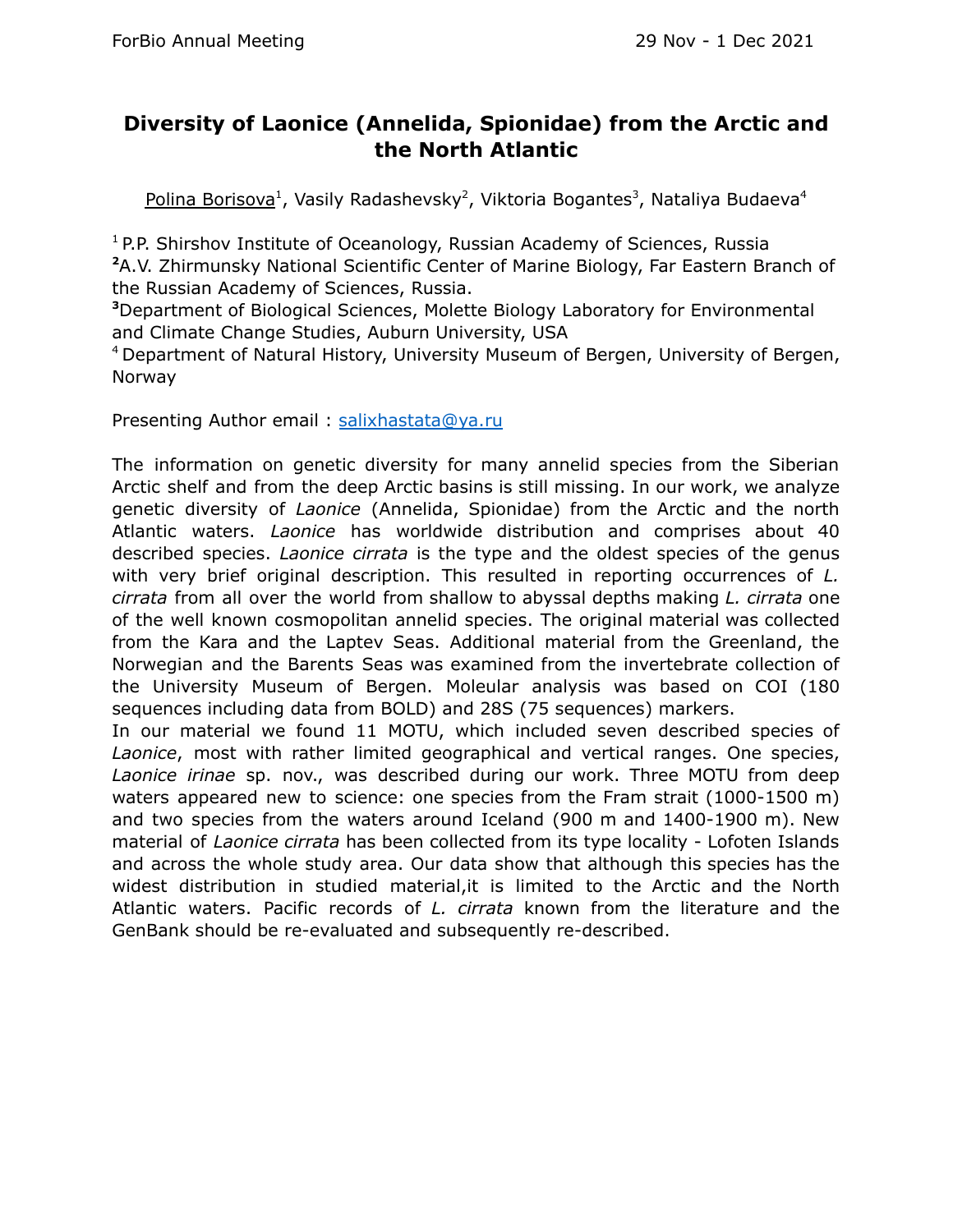# Diversity of Laonice (Annelida, Spionidae) from the Arctic and the North Atlantic

Polina Borisova[1], Vasily Radashevsky[2], Viktoria Bogantes[3], Nataliya Budaeva[4]

[1] P.P. Shirshov Institute of Oceanology, Russian Academy of Sciences, Russia
[2] A.V. Zhirmunsky National Scientific Center of Marine Biology, Far Eastern Branch of the Russian Academy of Sciences, Russia.
[3] Department of Biological Sciences, Molette Biology Laboratory for Environmental and Climate Change Studies, Auburn University, USA
[4] Department of Natural History, University Museum of Bergen, University of Bergen, Norway

Presenting Author email : salixhastata@ya.ru

The information on genetic diversity for many annelid species from the Siberian Arctic shelf and from the deep Arctic basins is still missing. In our work, we analyze genetic diversity of *Laonice* (Annelida, Spionidae) from the Arctic and the north Atlantic waters. *Laonice* has worldwide distribution and comprises about 40 described species. *Laonice cirrata* is the type and the oldest species of the genus with very brief original description. This resulted in reporting occurrences of *L. cirrata* from all over the world from shallow to abyssal depths making *L. cirrata* one of the well known cosmopolitan annelid species. The original material was collected from the Kara and the Laptev Seas. Additional material from the Greenland, the Norwegian and the Barents Seas was examined from the invertebrate collection of the University Museum of Bergen. Moleular analysis was based on COI (180 sequences including data from BOLD) and 28S (75 sequences) markers.
In our material we found 11 MOTU, which included seven described species of *Laonice*, most with rather limited geographical and vertical ranges. One species, *Laonice irinae* sp. nov., was described during our work. Three MOTU from deep waters appeared new to science: one species from the Fram strait (1000-1500 m) and two species from the waters around Iceland (900 m and 1400-1900 m). New material of *Laonice cirrata* has been collected from its type locality - Lofoten Islands and across the whole study area. Our data show that although this species has the widest distribution in studied material,it is limited to the Arctic and the North Atlantic waters. Pacific records of *L. cirrata* known from the literature and the GenBank should be re-evaluated and subsequently re-described.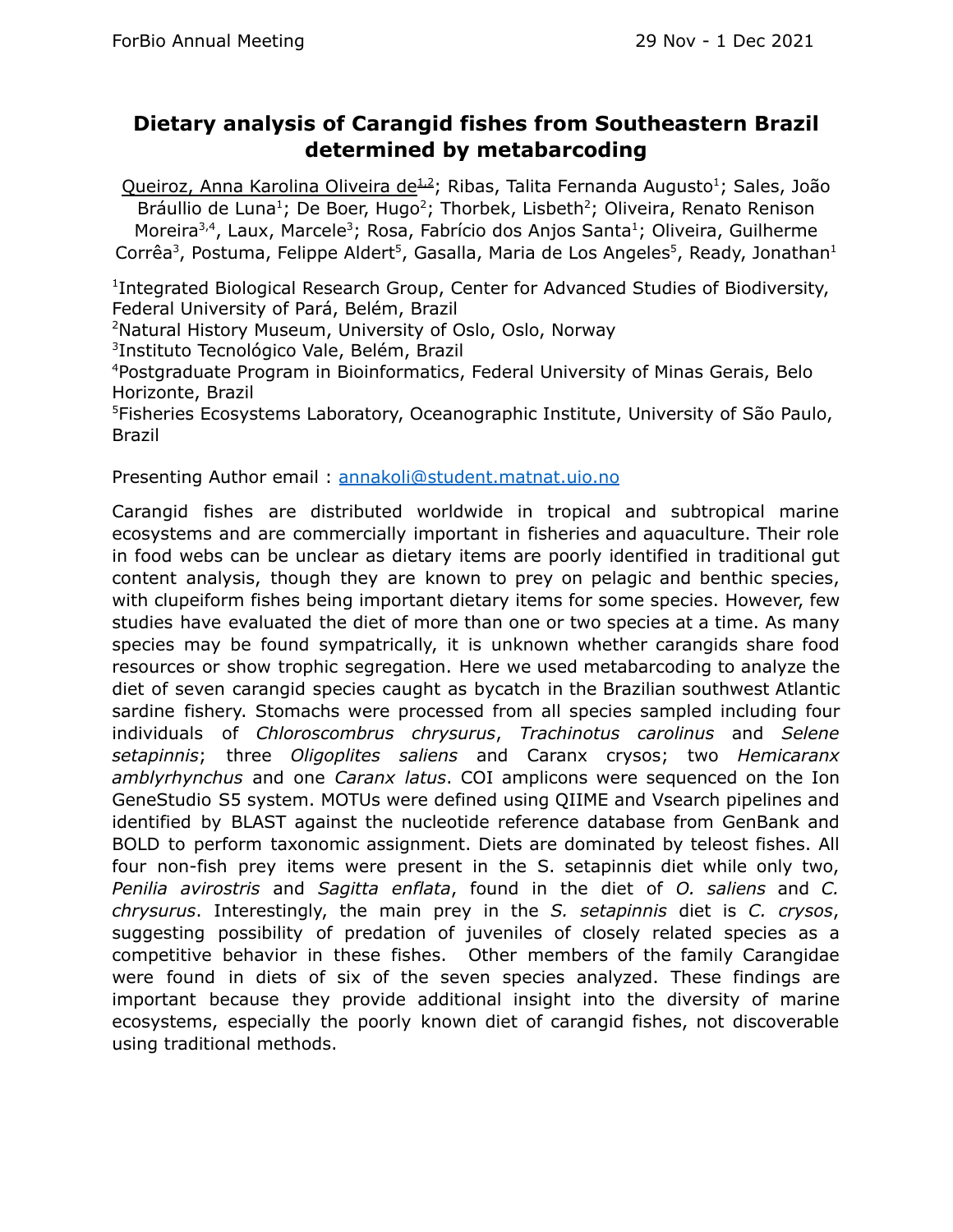# Dietary analysis of Carangid fishes from Southeastern Brazil determined by metabarcoding

Queiroz, Anna Karolina Oliveira de[1,2]; Ribas, Talita Fernanda Augusto[1]; Sales, João Bráullio de Luna[1]; De Boer, Hugo[2]; Thorbek, Lisbeth[2]; Oliveira, Renato Renison Moreira[3,4], Laux, Marcele[3]; Rosa, Fabrício dos Anjos Santa[1]; Oliveira, Guilherme Corrêa[3], Postuma, Felippe Aldert[5], Gasalla, Maria de Los Angeles[5], Ready, Jonathan[1]

[1]Integrated Biological Research Group, Center for Advanced Studies of Biodiversity, Federal University of Pará, Belém, Brazil
[2]Natural History Museum, University of Oslo, Oslo, Norway
[3]Instituto Tecnológico Vale, Belém, Brazil
[4]Postgraduate Program in Bioinformatics, Federal University of Minas Gerais, Belo Horizonte, Brazil
[5]Fisheries Ecosystems Laboratory, Oceanographic Institute, University of São Paulo, Brazil

Presenting Author email : annakoli@student.matnat.uio.no

Carangid fishes are distributed worldwide in tropical and subtropical marine ecosystems and are commercially important in fisheries and aquaculture. Their role in food webs can be unclear as dietary items are poorly identified in traditional gut content analysis, though they are known to prey on pelagic and benthic species, with clupeiform fishes being important dietary items for some species. However, few studies have evaluated the diet of more than one or two species at a time. As many species may be found sympatrically, it is unknown whether carangids share food resources or show trophic segregation. Here we used metabarcoding to analyze the diet of seven carangid species caught as bycatch in the Brazilian southwest Atlantic sardine fishery. Stomachs were processed from all species sampled including four individuals of *Chloroscombrus chrysurus*, *Trachinotus carolinus* and *Selene setapinnis*; three *Oligoplites saliens* and Caranx crysos; two *Hemicaranx amblyrhynchus* and one *Caranx latus*. COI amplicons were sequenced on the Ion GeneStudio S5 system. MOTUs were defined using QIIME and Vsearch pipelines and identified by BLAST against the nucleotide reference database from GenBank and BOLD to perform taxonomic assignment. Diets are dominated by teleost fishes. All four non-fish prey items were present in the S. setapinnis diet while only two, *Penilia avirostris* and *Sagitta enflata*, found in the diet of *O. saliens* and *C. chrysurus*. Interestingly, the main prey in the *S. setapinnis* diet is *C. crysos*, suggesting possibility of predation of juveniles of closely related species as a competitive behavior in these fishes. Other members of the family Carangidae were found in diets of six of the seven species analyzed. These findings are important because they provide additional insight into the diversity of marine ecosystems, especially the poorly known diet of carangid fishes, not discoverable using traditional methods.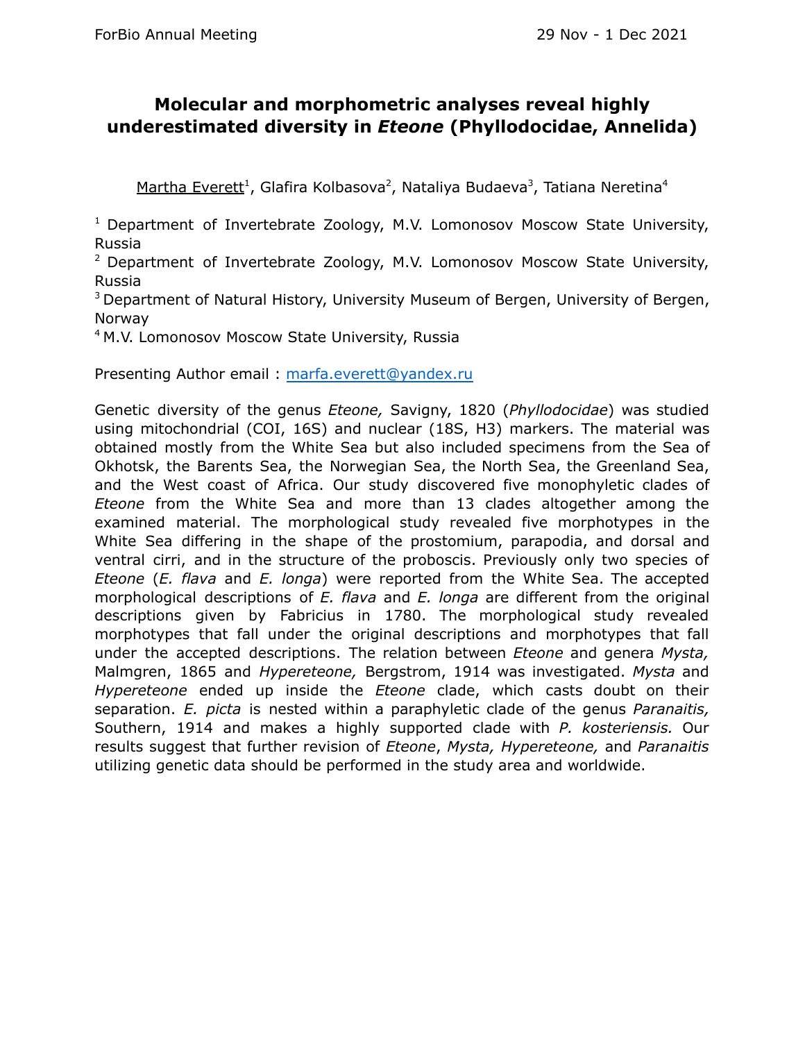# Molecular and morphometric analyses reveal highly underestimated diversity in *Eteone* (Phyllodocidae, Annelida)

Martha Everett[1], Glafira Kolbasova[2], Nataliya Budaeva[3], Tatiana Neretina[4]

[1] Department of Invertebrate Zoology, M.V. Lomonosov Moscow State University, Russia

[2] Department of Invertebrate Zoology, M.V. Lomonosov Moscow State University, Russia

[3] Department of Natural History, University Museum of Bergen, University of Bergen, Norway

[4] M.V. Lomonosov Moscow State University, Russia

Presenting Author email : marfa.everett@yandex.ru

Genetic diversity of the genus *Eteone,* Savigny, 1820 (*Phyllodocidae*) was studied using mitochondrial (COI, 16S) and nuclear (18S, H3) markers. The material was obtained mostly from the White Sea but also included specimens from the Sea of Okhotsk, the Barents Sea, the Norwegian Sea, the North Sea, the Greenland Sea, and the West coast of Africa. Our study discovered five monophyletic clades of *Eteone* from the White Sea and more than 13 clades altogether among the examined material. The morphological study revealed five morphotypes in the White Sea differing in the shape of the prostomium, parapodia, and dorsal and ventral cirri, and in the structure of the proboscis. Previously only two species of *Eteone* (*E. flava* and *E. longa*) were reported from the White Sea. The accepted morphological descriptions of *E. flava* and *E. longa* are different from the original descriptions given by Fabricius in 1780. The morphological study revealed morphotypes that fall under the original descriptions and morphotypes that fall under the accepted descriptions. The relation between *Eteone* and genera *Mysta,* Malmgren, 1865 and *Hypereteone,* Bergstrom, 1914 was investigated. *Mysta* and *Hypereteone* ended up inside the *Eteone* clade, which casts doubt on their separation. *E. picta* is nested within a paraphyletic clade of the genus *Paranaitis,* Southern, 1914 and makes a highly supported clade with *P. kosteriensis.* Our results suggest that further revision of *Eteone*, *Mysta, Hypereteone,* and *Paranaitis* utilizing genetic data should be performed in the study area and worldwide.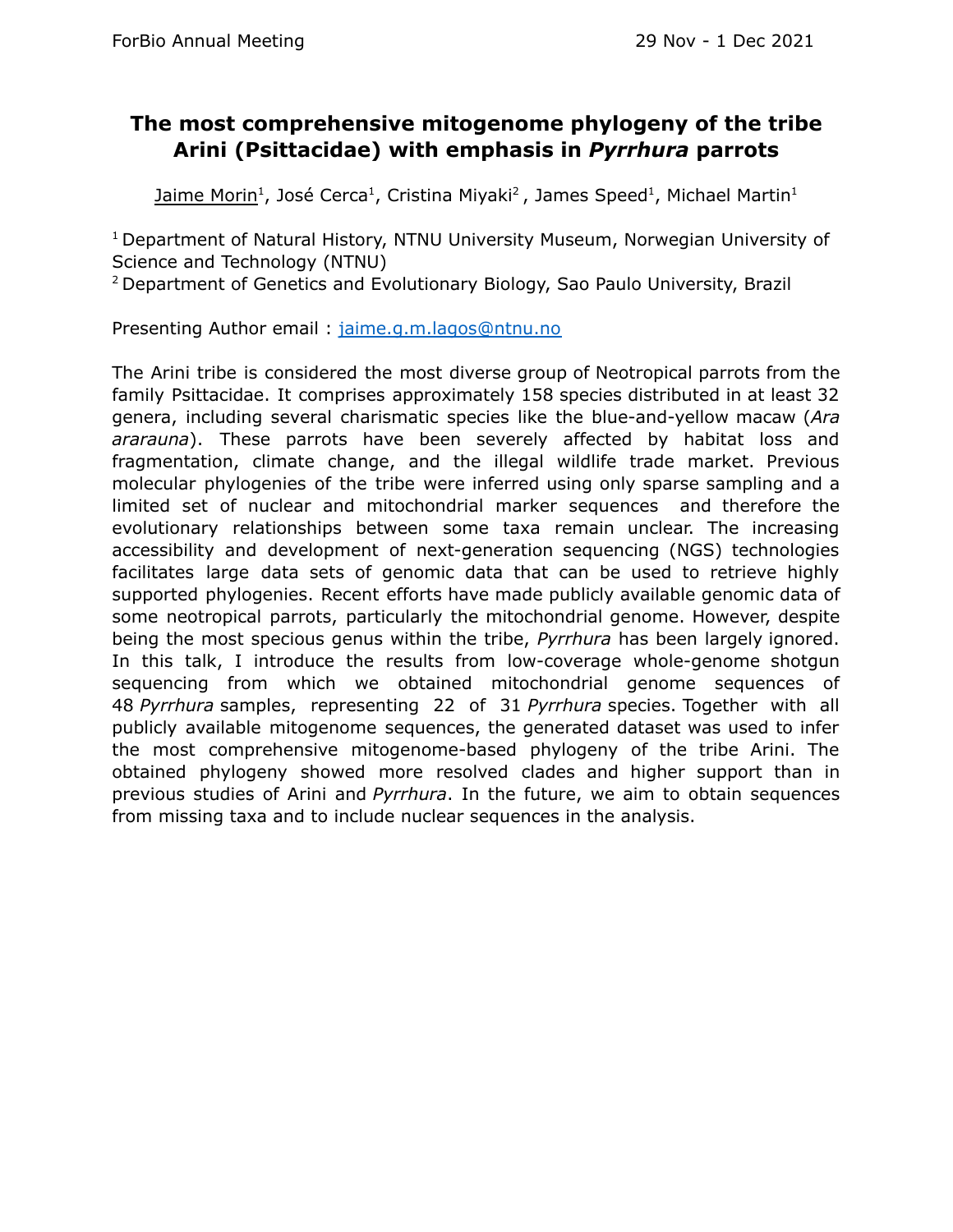# The most comprehensive mitogenome phylogeny of the tribe Arini (Psittacidae) with emphasis in *Pyrrhura* parrots

Jaime Morin[1], José Cerca[1], Cristina Miyaki[2], James Speed[1], Michael Martin[1]

[1] Department of Natural History, NTNU University Museum, Norwegian University of Science and Technology (NTNU)
[2] Department of Genetics and Evolutionary Biology, Sao Paulo University, Brazil

Presenting Author email : jaime.g.m.lagos@ntnu.no

The Arini tribe is considered the most diverse group of Neotropical parrots from the family Psittacidae. It comprises approximately 158 species distributed in at least 32 genera, including several charismatic species like the blue-and-yellow macaw (*Ara ararauna*). These parrots have been severely affected by habitat loss and fragmentation, climate change, and the illegal wildlife trade market. Previous molecular phylogenies of the tribe were inferred using only sparse sampling and a limited set of nuclear and mitochondrial marker sequences and therefore the evolutionary relationships between some taxa remain unclear. The increasing accessibility and development of next-generation sequencing (NGS) technologies facilitates large data sets of genomic data that can be used to retrieve highly supported phylogenies. Recent efforts have made publicly available genomic data of some neotropical parrots, particularly the mitochondrial genome. However, despite being the most specious genus within the tribe, *Pyrrhura* has been largely ignored. In this talk, I introduce the results from low-coverage whole-genome shotgun sequencing from which we obtained mitochondrial genome sequences of 48 *Pyrrhura* samples, representing 22 of 31 *Pyrrhura* species. Together with all publicly available mitogenome sequences, the generated dataset was used to infer the most comprehensive mitogenome-based phylogeny of the tribe Arini. The obtained phylogeny showed more resolved clades and higher support than in previous studies of Arini and *Pyrrhura*. In the future, we aim to obtain sequences from missing taxa and to include nuclear sequences in the analysis.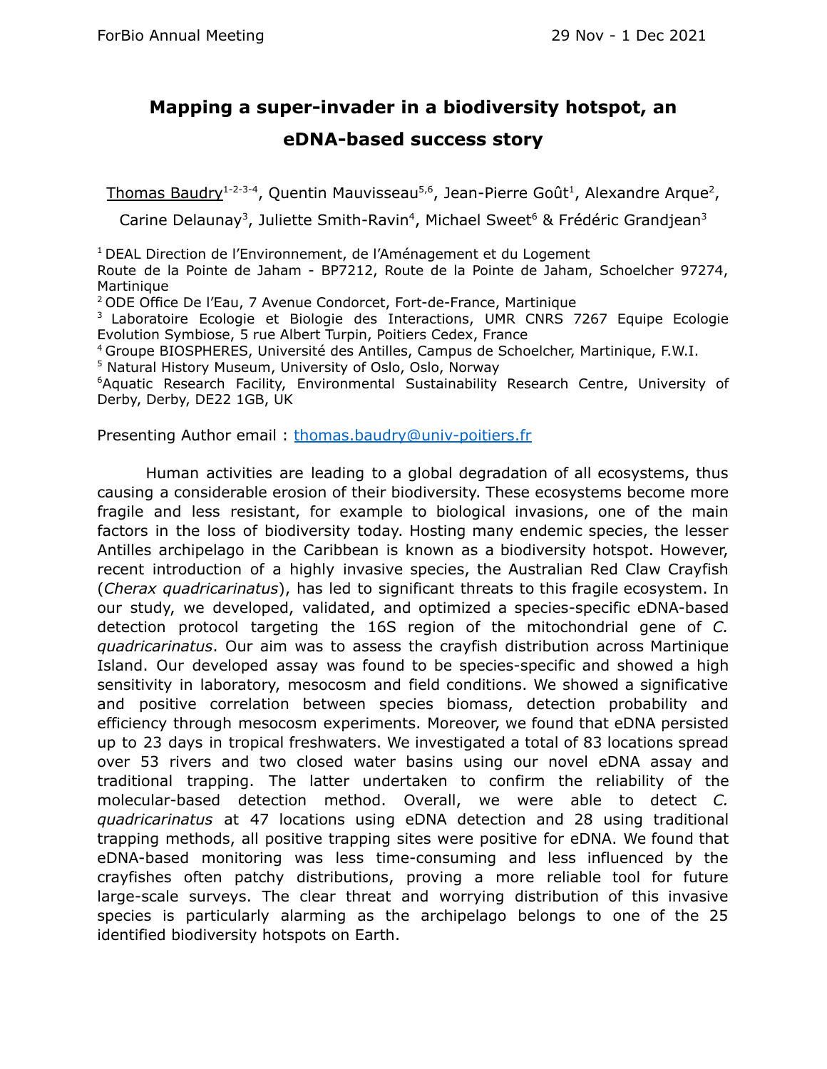# Mapping a super-invader in a biodiversity hotspot, an eDNA-based success story

Thomas Baudry[1-2-3-4], Quentin Mauvisseau[5,6], Jean-Pierre Goût[1], Alexandre Arque[2], Carine Delaunay[3], Juliette Smith-Ravin[4], Michael Sweet[6] & Frédéric Grandjean[3]

[1] DEAL Direction de l'Environnement, de l'Aménagement et du Logement Route de la Pointe de Jaham - BP7212, Route de la Pointe de Jaham, Schoelcher 97274, Martinique

[2] ODE Office De l'Eau, 7 Avenue Condorcet, Fort-de-France, Martinique

[3] Laboratoire Ecologie et Biologie des Interactions, UMR CNRS 7267 Equipe Ecologie Evolution Symbiose, 5 rue Albert Turpin, Poitiers Cedex, France

[4] Groupe BIOSPHERES, Université des Antilles, Campus de Schoelcher, Martinique, F.W.I.

[5] Natural History Museum, University of Oslo, Oslo, Norway

[6] Aquatic Research Facility, Environmental Sustainability Research Centre, University of Derby, Derby, DE22 1GB, UK

Presenting Author email : thomas.baudry@univ-poitiers.fr

Human activities are leading to a global degradation of all ecosystems, thus causing a considerable erosion of their biodiversity. These ecosystems become more fragile and less resistant, for example to biological invasions, one of the main factors in the loss of biodiversity today. Hosting many endemic species, the lesser Antilles archipelago in the Caribbean is known as a biodiversity hotspot. However, recent introduction of a highly invasive species, the Australian Red Claw Crayfish (*Cherax quadricarinatus*), has led to significant threats to this fragile ecosystem. In our study, we developed, validated, and optimized a species-specific eDNA-based detection protocol targeting the 16S region of the mitochondrial gene of *C. quadricarinatus*. Our aim was to assess the crayfish distribution across Martinique Island. Our developed assay was found to be species-specific and showed a high sensitivity in laboratory, mesocosm and field conditions. We showed a significative and positive correlation between species biomass, detection probability and efficiency through mesocosm experiments. Moreover, we found that eDNA persisted up to 23 days in tropical freshwaters. We investigated a total of 83 locations spread over 53 rivers and two closed water basins using our novel eDNA assay and traditional trapping. The latter undertaken to confirm the reliability of the molecular-based detection method. Overall, we were able to detect *C. quadricarinatus* at 47 locations using eDNA detection and 28 using traditional trapping methods, all positive trapping sites were positive for eDNA. We found that eDNA-based monitoring was less time-consuming and less influenced by the crayfishes often patchy distributions, proving a more reliable tool for future large-scale surveys. The clear threat and worrying distribution of this invasive species is particularly alarming as the archipelago belongs to one of the 25 identified biodiversity hotspots on Earth.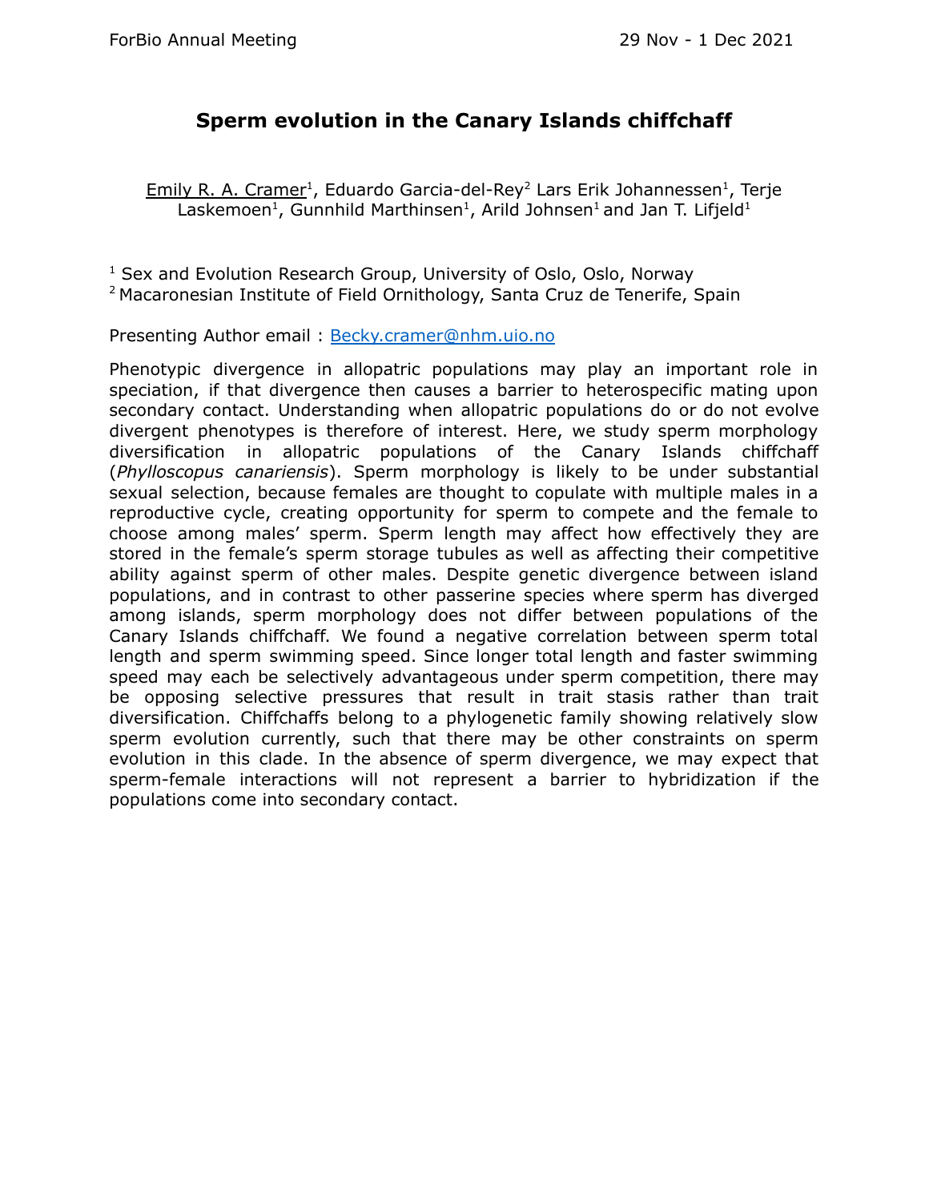# Sperm evolution in the Canary Islands chiffchaff

<u>Emily R. A. Cramer</u>[1], Eduardo Garcia-del-Rey[2] Lars Erik Johannessen[1], Terje Laskemoen[1], Gunnhild Marthinsen[1], Arild Johnsen[1] and Jan T. Lifjeld[1]

[1] Sex and Evolution Research Group, University of Oslo, Oslo, Norway
[2] Macaronesian Institute of Field Ornithology, Santa Cruz de Tenerife, Spain

Presenting Author email : [Becky.cramer@nhm.uio.no](mailto:Becky.cramer@nhm.uio.no)

Phenotypic divergence in allopatric populations may play an important role in speciation, if that divergence then causes a barrier to heterospecific mating upon secondary contact. Understanding when allopatric populations do or do not evolve divergent phenotypes is therefore of interest. Here, we study sperm morphology diversification in allopatric populations of the Canary Islands chiffchaff (*Phylloscopus canariensis*). Sperm morphology is likely to be under substantial sexual selection, because females are thought to copulate with multiple males in a reproductive cycle, creating opportunity for sperm to compete and the female to choose among males' sperm. Sperm length may affect how effectively they are stored in the female's sperm storage tubules as well as affecting their competitive ability against sperm of other males. Despite genetic divergence between island populations, and in contrast to other passerine species where sperm has diverged among islands, sperm morphology does not differ between populations of the Canary Islands chiffchaff. We found a negative correlation between sperm total length and sperm swimming speed. Since longer total length and faster swimming speed may each be selectively advantageous under sperm competition, there may be opposing selective pressures that result in trait stasis rather than trait diversification. Chiffchaffs belong to a phylogenetic family showing relatively slow sperm evolution currently, such that there may be other constraints on sperm evolution in this clade. In the absence of sperm divergence, we may expect that sperm-female interactions will not represent a barrier to hybridization if the populations come into secondary contact.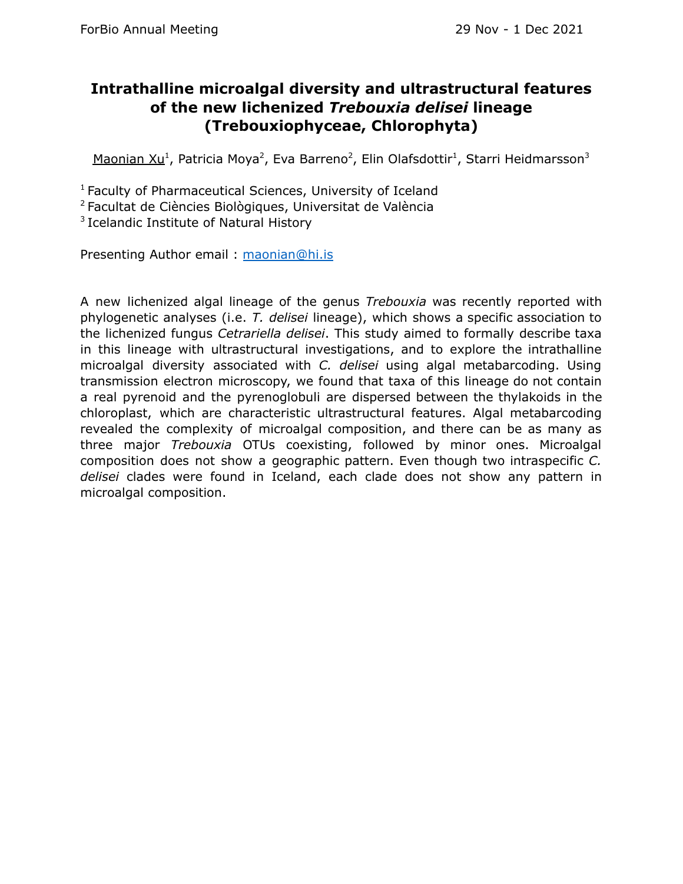# Intrathalline microalgal diversity and ultrastructural features of the new lichenized *Trebouxia delisei* lineage (Trebouxiophyceae, Chlorophyta)

Maonian Xu[1], Patricia Moya[2], Eva Barreno[2], Elin Olafsdottir[1], Starri Heidmarsson[3]

[1] Faculty of Pharmaceutical Sciences, University of Iceland
[2] Facultat de Ciències Biològiques, Universitat de València
[3] Icelandic Institute of Natural History

Presenting Author email : maonian@hi.is

A new lichenized algal lineage of the genus *Trebouxia* was recently reported with phylogenetic analyses (i.e. *T. delisei* lineage), which shows a specific association to the lichenized fungus *Cetrariella delisei*. This study aimed to formally describe taxa in this lineage with ultrastructural investigations, and to explore the intrathalline microalgal diversity associated with *C. delisei* using algal metabarcoding. Using transmission electron microscopy, we found that taxa of this lineage do not contain a real pyrenoid and the pyrenoglobuli are dispersed between the thylakoids in the chloroplast, which are characteristic ultrastructural features. Algal metabarcoding revealed the complexity of microalgal composition, and there can be as many as three major *Trebouxia* OTUs coexisting, followed by minor ones. Microalgal composition does not show a geographic pattern. Even though two intraspecific *C. delisei* clades were found in Iceland, each clade does not show any pattern in microalgal composition.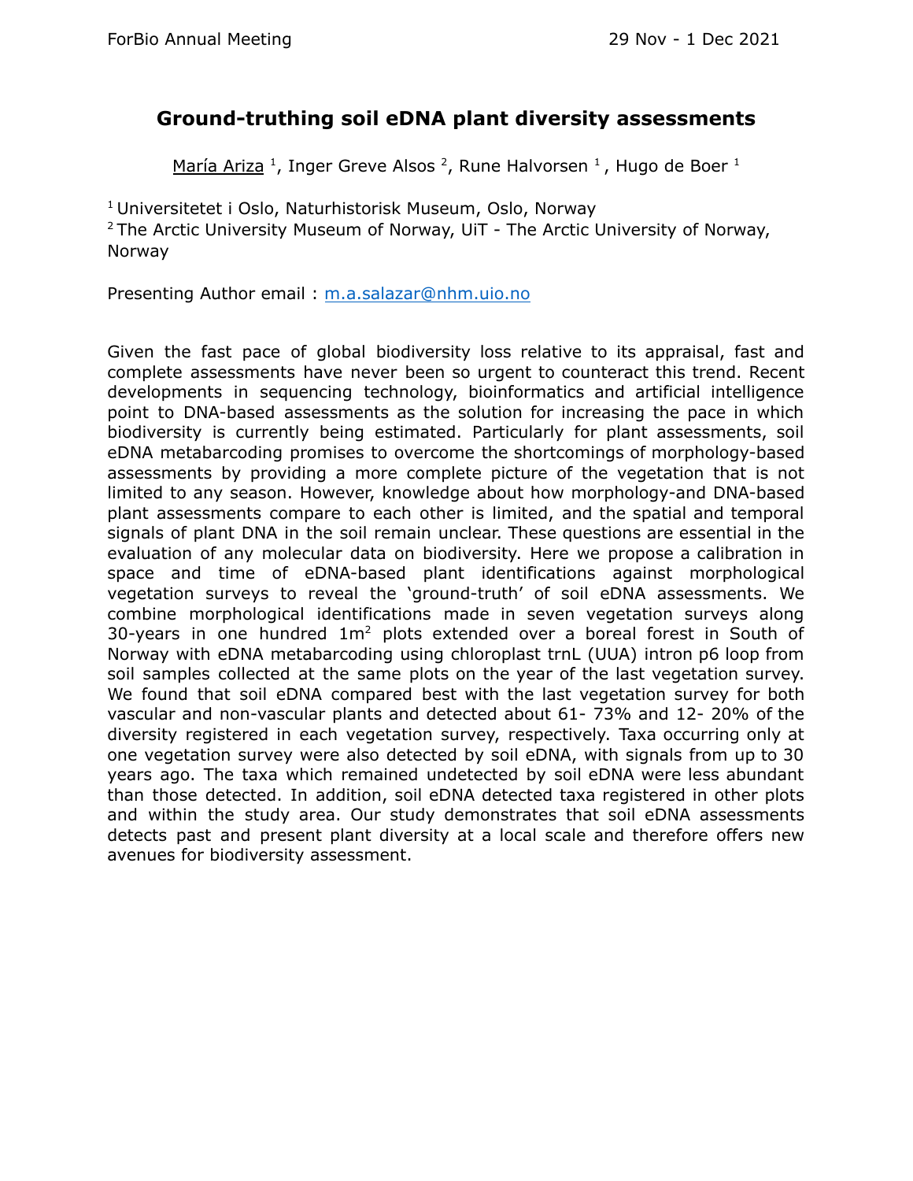# Ground-truthing soil eDNA plant diversity assessments

María Ariza [1], Inger Greve Alsos [2], Rune Halvorsen [1], Hugo de Boer [1]

[1] Universitetet i Oslo, Naturhistorisk Museum, Oslo, Norway
[2] The Arctic University Museum of Norway, UiT - The Arctic University of Norway, Norway

Presenting Author email : m.a.salazar@nhm.uio.no

Given the fast pace of global biodiversity loss relative to its appraisal, fast and complete assessments have never been so urgent to counteract this trend. Recent developments in sequencing technology, bioinformatics and artificial intelligence point to DNA-based assessments as the solution for increasing the pace in which biodiversity is currently being estimated. Particularly for plant assessments, soil eDNA metabarcoding promises to overcome the shortcomings of morphology-based assessments by providing a more complete picture of the vegetation that is not limited to any season. However, knowledge about how morphology-and DNA-based plant assessments compare to each other is limited, and the spatial and temporal signals of plant DNA in the soil remain unclear. These questions are essential in the evaluation of any molecular data on biodiversity. Here we propose a calibration in space and time of eDNA-based plant identifications against morphological vegetation surveys to reveal the 'ground-truth' of soil eDNA assessments. We combine morphological identifications made in seven vegetation surveys along 30-years in one hundred $1m^2$ plots extended over a boreal forest in South of Norway with eDNA metabarcoding using chloroplast trnL (UUA) intron p6 loop from soil samples collected at the same plots on the year of the last vegetation survey. We found that soil eDNA compared best with the last vegetation survey for both vascular and non-vascular plants and detected about 61- 73% and 12- 20% of the diversity registered in each vegetation survey, respectively. Taxa occurring only at one vegetation survey were also detected by soil eDNA, with signals from up to 30 years ago. The taxa which remained undetected by soil eDNA were less abundant than those detected. In addition, soil eDNA detected taxa registered in other plots and within the study area. Our study demonstrates that soil eDNA assessments detects past and present plant diversity at a local scale and therefore offers new avenues for biodiversity assessment.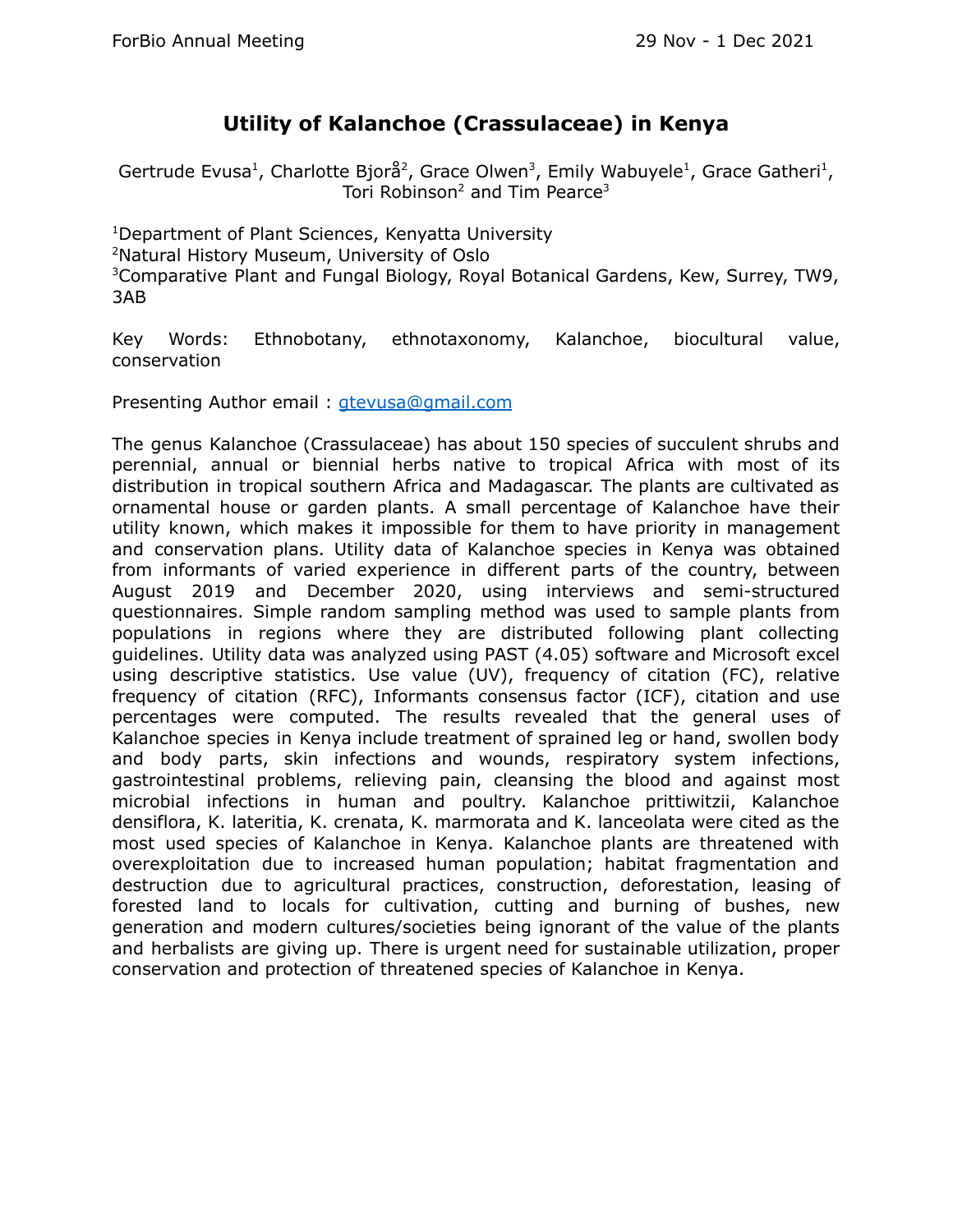# Utility of Kalanchoe (Crassulaceae) in Kenya

Gertrude Evusa[1], Charlotte Bjorå[2], Grace Olwen[3], Emily Wabuyele[1], Grace Gatheri[1], Tori Robinson[2] and Tim Pearce[3]

[1]Department of Plant Sciences, Kenyatta University
[2]Natural History Museum, University of Oslo
[3]Comparative Plant and Fungal Biology, Royal Botanical Gardens, Kew, Surrey, TW9, 3AB

Key Words: Ethnobotany, ethnotaxonomy, Kalanchoe, biocultural value, conservation

Presenting Author email : gtevusa@gmail.com

The genus Kalanchoe (Crassulaceae) has about 150 species of succulent shrubs and perennial, annual or biennial herbs native to tropical Africa with most of its distribution in tropical southern Africa and Madagascar. The plants are cultivated as ornamental house or garden plants. A small percentage of Kalanchoe have their utility known, which makes it impossible for them to have priority in management and conservation plans. Utility data of Kalanchoe species in Kenya was obtained from informants of varied experience in different parts of the country, between August 2019 and December 2020, using interviews and semi-structured questionnaires. Simple random sampling method was used to sample plants from populations in regions where they are distributed following plant collecting guidelines. Utility data was analyzed using PAST (4.05) software and Microsoft excel using descriptive statistics. Use value (UV), frequency of citation (FC), relative frequency of citation (RFC), Informants consensus factor (ICF), citation and use percentages were computed. The results revealed that the general uses of Kalanchoe species in Kenya include treatment of sprained leg or hand, swollen body and body parts, skin infections and wounds, respiratory system infections, gastrointestinal problems, relieving pain, cleansing the blood and against most microbial infections in human and poultry. Kalanchoe prittiwitzii, Kalanchoe densiflora, K. lateritia, K. crenata, K. marmorata and K. lanceolata were cited as the most used species of Kalanchoe in Kenya. Kalanchoe plants are threatened with overexploitation due to increased human population; habitat fragmentation and destruction due to agricultural practices, construction, deforestation, leasing of forested land to locals for cultivation, cutting and burning of bushes, new generation and modern cultures/societies being ignorant of the value of the plants and herbalists are giving up. There is urgent need for sustainable utilization, proper conservation and protection of threatened species of Kalanchoe in Kenya.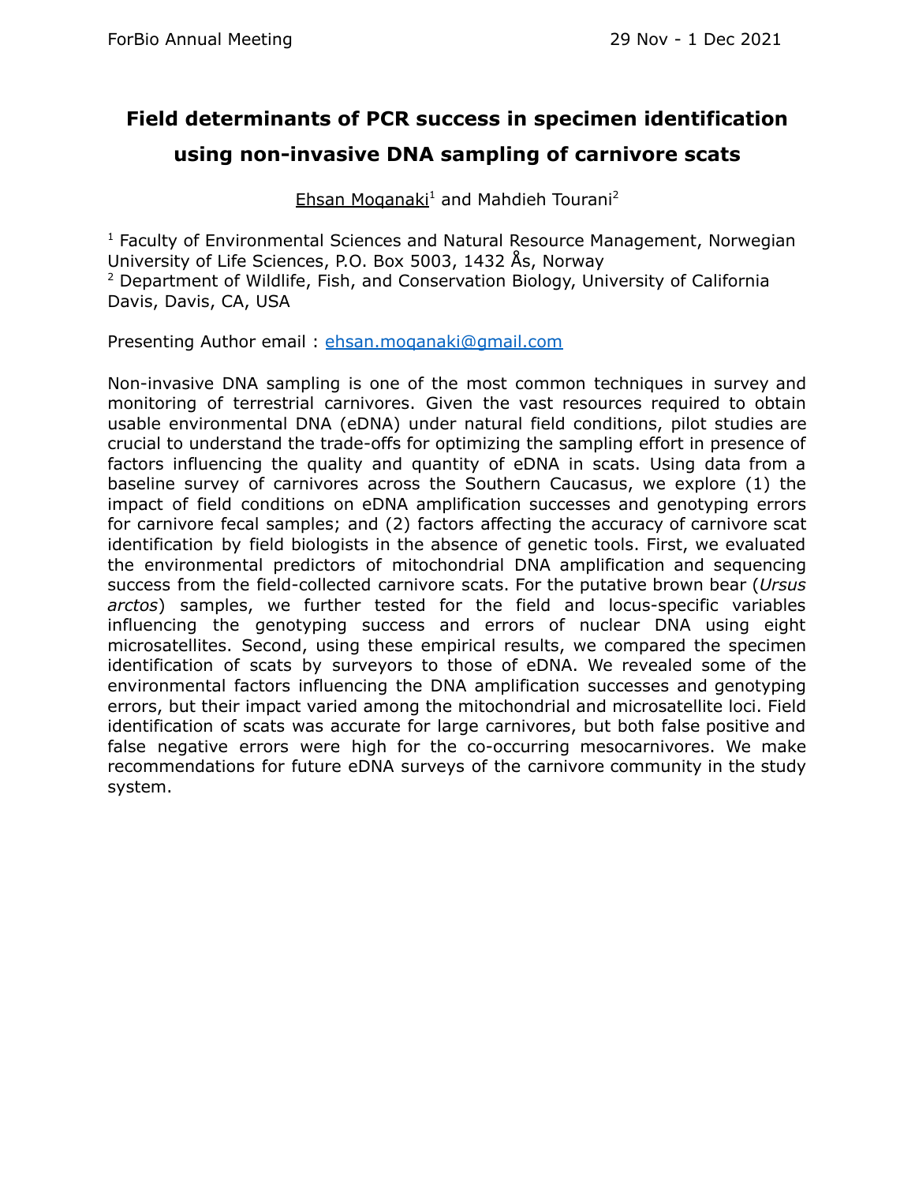# Field determinants of PCR success in specimen identification using non-invasive DNA sampling of carnivore scats

Ehsan Moqanaki[1] and Mahdieh Tourani[2]

[1] Faculty of Environmental Sciences and Natural Resource Management, Norwegian University of Life Sciences, P.O. Box 5003, 1432 Ås, Norway
[2] Department of Wildlife, Fish, and Conservation Biology, University of California Davis, Davis, CA, USA

Presenting Author email : ehsan.moqanaki@gmail.com

Non-invasive DNA sampling is one of the most common techniques in survey and monitoring of terrestrial carnivores. Given the vast resources required to obtain usable environmental DNA (eDNA) under natural field conditions, pilot studies are crucial to understand the trade-offs for optimizing the sampling effort in presence of factors influencing the quality and quantity of eDNA in scats. Using data from a baseline survey of carnivores across the Southern Caucasus, we explore (1) the impact of field conditions on eDNA amplification successes and genotyping errors for carnivore fecal samples; and (2) factors affecting the accuracy of carnivore scat identification by field biologists in the absence of genetic tools. First, we evaluated the environmental predictors of mitochondrial DNA amplification and sequencing success from the field-collected carnivore scats. For the putative brown bear (*Ursus arctos*) samples, we further tested for the field and locus-specific variables influencing the genotyping success and errors of nuclear DNA using eight microsatellites. Second, using these empirical results, we compared the specimen identification of scats by surveyors to those of eDNA. We revealed some of the environmental factors influencing the DNA amplification successes and genotyping errors, but their impact varied among the mitochondrial and microsatellite loci. Field identification of scats was accurate for large carnivores, but both false positive and false negative errors were high for the co-occurring mesocarnivores. We make recommendations for future eDNA surveys of the carnivore community in the study system.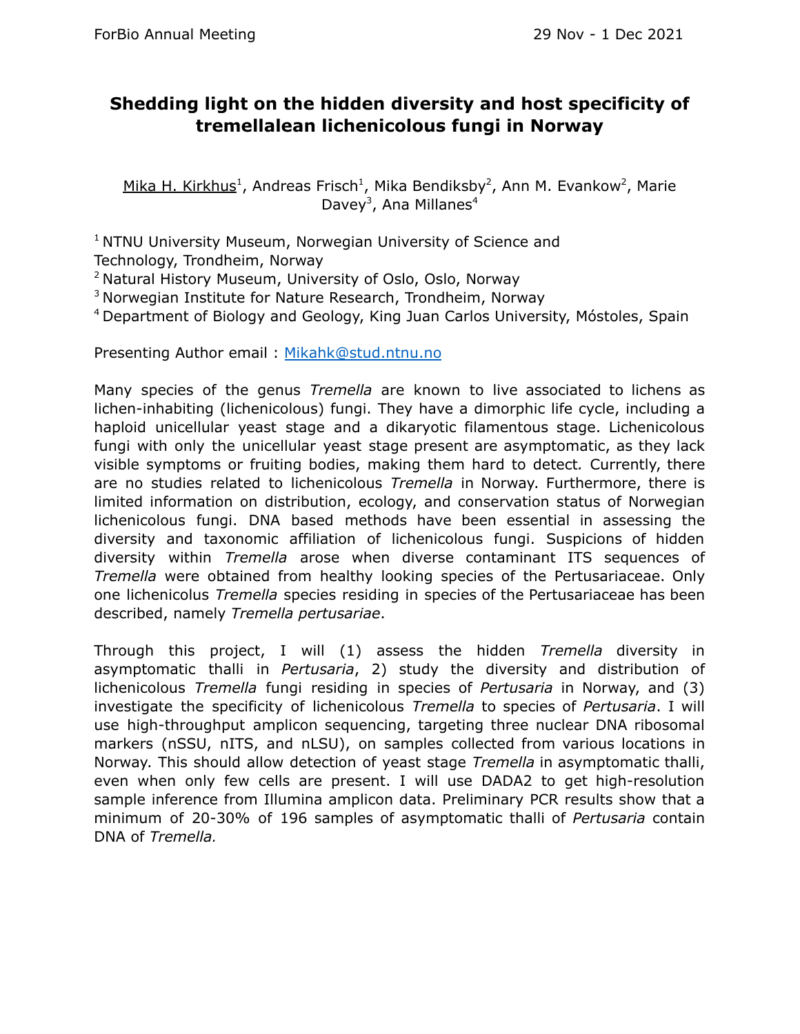# Shedding light on the hidden diversity and host specificity of tremellalean lichenicolous fungi in Norway

Mika H. Kirkhus[1], Andreas Frisch[1], Mika Bendiksby[2], Ann M. Evankow[2], Marie Davey[3], Ana Millanes[4]

[1] NTNU University Museum, Norwegian University of Science and Technology, Trondheim, Norway
[2] Natural History Museum, University of Oslo, Oslo, Norway
[3] Norwegian Institute for Nature Research, Trondheim, Norway
[4] Department of Biology and Geology, King Juan Carlos University, Móstoles, Spain

Presenting Author email : Mikahk@stud.ntnu.no

Many species of the genus *Tremella* are known to live associated to lichens as lichen-inhabiting (lichenicolous) fungi. They have a dimorphic life cycle, including a haploid unicellular yeast stage and a dikaryotic filamentous stage. Lichenicolous fungi with only the unicellular yeast stage present are asymptomatic, as they lack visible symptoms or fruiting bodies, making them hard to detect. Currently, there are no studies related to lichenicolous *Tremella* in Norway. Furthermore, there is limited information on distribution, ecology, and conservation status of Norwegian lichenicolous fungi. DNA based methods have been essential in assessing the diversity and taxonomic affiliation of lichenicolous fungi. Suspicions of hidden diversity within *Tremella* arose when diverse contaminant ITS sequences of *Tremella* were obtained from healthy looking species of the Pertusariaceae. Only one lichenicolus *Tremella* species residing in species of the Pertusariaceae has been described, namely *Tremella pertusariae*.

Through this project, I will (1) assess the hidden *Tremella* diversity in asymptomatic thalli in *Pertusaria*, 2) study the diversity and distribution of lichenicolous *Tremella* fungi residing in species of *Pertusaria* in Norway, and (3) investigate the specificity of lichenicolous *Tremella* to species of *Pertusaria*. I will use high-throughput amplicon sequencing, targeting three nuclear DNA ribosomal markers (nSSU, nITS, and nLSU), on samples collected from various locations in Norway. This should allow detection of yeast stage *Tremella* in asymptomatic thalli, even when only few cells are present. I will use DADA2 to get high-resolution sample inference from Illumina amplicon data. Preliminary PCR results show that a minimum of 20-30% of 196 samples of asymptomatic thalli of *Pertusaria* contain DNA of *Tremella.*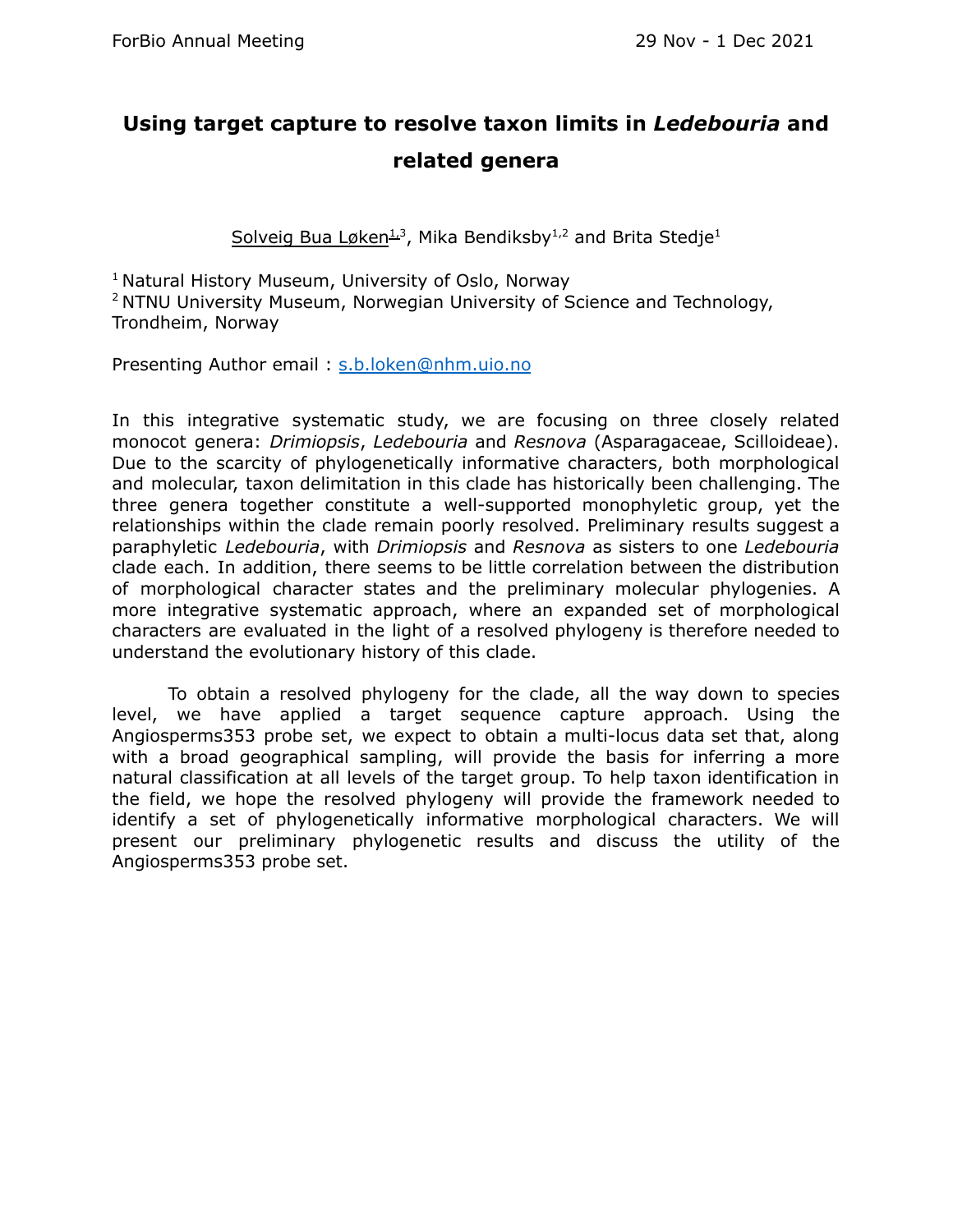# Using target capture to resolve taxon limits in *Ledebouria* and related genera

Solveig Bua Løken[1,3], Mika Bendiksby[1,2] and Brita Stedje[1]

[1] Natural History Museum, University of Oslo, Norway
[2] NTNU University Museum, Norwegian University of Science and Technology, Trondheim, Norway

Presenting Author email : s.b.loken@nhm.uio.no

In this integrative systematic study, we are focusing on three closely related monocot genera: *Drimiopsis*, *Ledebouria* and *Resnova* (Asparagaceae, Scilloideae). Due to the scarcity of phylogenetically informative characters, both morphological and molecular, taxon delimitation in this clade has historically been challenging. The three genera together constitute a well-supported monophyletic group, yet the relationships within the clade remain poorly resolved. Preliminary results suggest a paraphyletic *Ledebouria*, with *Drimiopsis* and *Resnova* as sisters to one *Ledebouria* clade each. In addition, there seems to be little correlation between the distribution of morphological character states and the preliminary molecular phylogenies. A more integrative systematic approach, where an expanded set of morphological characters are evaluated in the light of a resolved phylogeny is therefore needed to understand the evolutionary history of this clade.

To obtain a resolved phylogeny for the clade, all the way down to species level, we have applied a target sequence capture approach. Using the Angiosperms353 probe set, we expect to obtain a multi-locus data set that, along with a broad geographical sampling, will provide the basis for inferring a more natural classification at all levels of the target group. To help taxon identification in the field, we hope the resolved phylogeny will provide the framework needed to identify a set of phylogenetically informative morphological characters. We will present our preliminary phylogenetic results and discuss the utility of the Angiosperms353 probe set.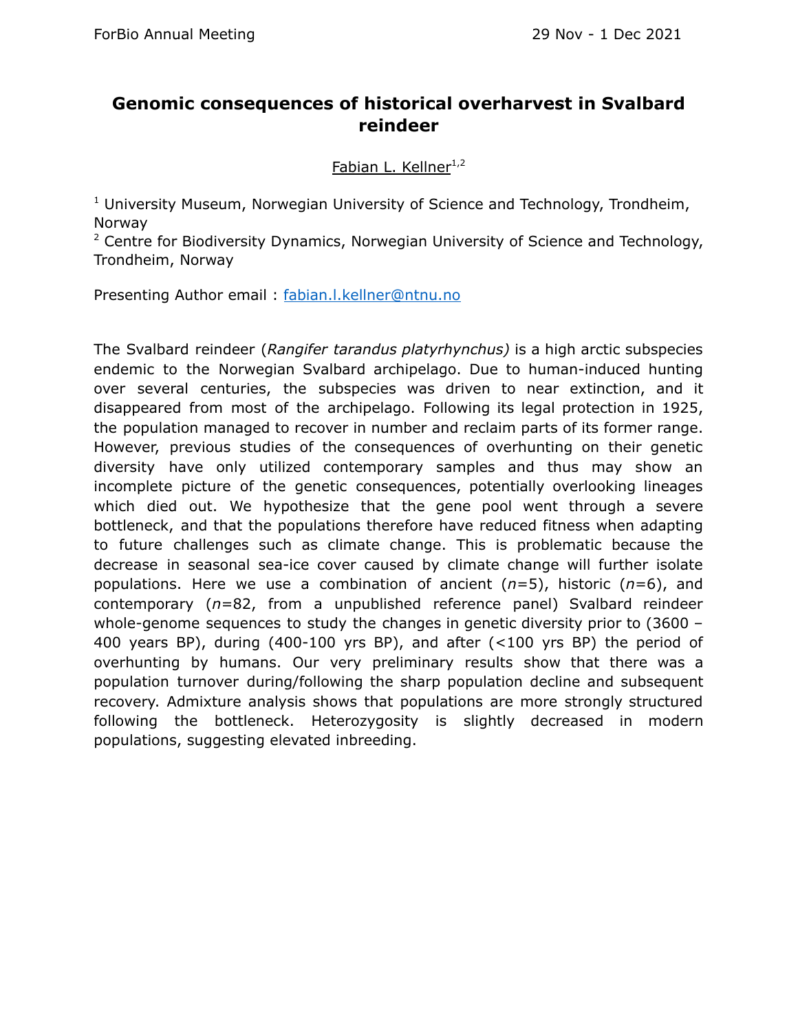# Genomic consequences of historical overharvest in Svalbard reindeer

Fabian L. Kellner[1,2]

[1] University Museum, Norwegian University of Science and Technology, Trondheim, Norway

[2] Centre for Biodiversity Dynamics, Norwegian University of Science and Technology, Trondheim, Norway

Presenting Author email : fabian.l.kellner@ntnu.no

The Svalbard reindeer (*Rangifer tarandus platyrhynchus)* is a high arctic subspecies endemic to the Norwegian Svalbard archipelago. Due to human-induced hunting over several centuries, the subspecies was driven to near extinction, and it disappeared from most of the archipelago. Following its legal protection in 1925, the population managed to recover in number and reclaim parts of its former range. However, previous studies of the consequences of overhunting on their genetic diversity have only utilized contemporary samples and thus may show an incomplete picture of the genetic consequences, potentially overlooking lineages which died out. We hypothesize that the gene pool went through a severe bottleneck, and that the populations therefore have reduced fitness when adapting to future challenges such as climate change. This is problematic because the decrease in seasonal sea-ice cover caused by climate change will further isolate populations. Here we use a combination of ancient ($n$=5), historic ($n$=6), and contemporary ($n$=82, from a unpublished reference panel) Svalbard reindeer whole-genome sequences to study the changes in genetic diversity prior to (3600 – 400 years BP), during (400-100 yrs BP), and after (<100 yrs BP) the period of overhunting by humans. Our very preliminary results show that there was a population turnover during/following the sharp population decline and subsequent recovery. Admixture analysis shows that populations are more strongly structured following the bottleneck. Heterozygosity is slightly decreased in modern populations, suggesting elevated inbreeding.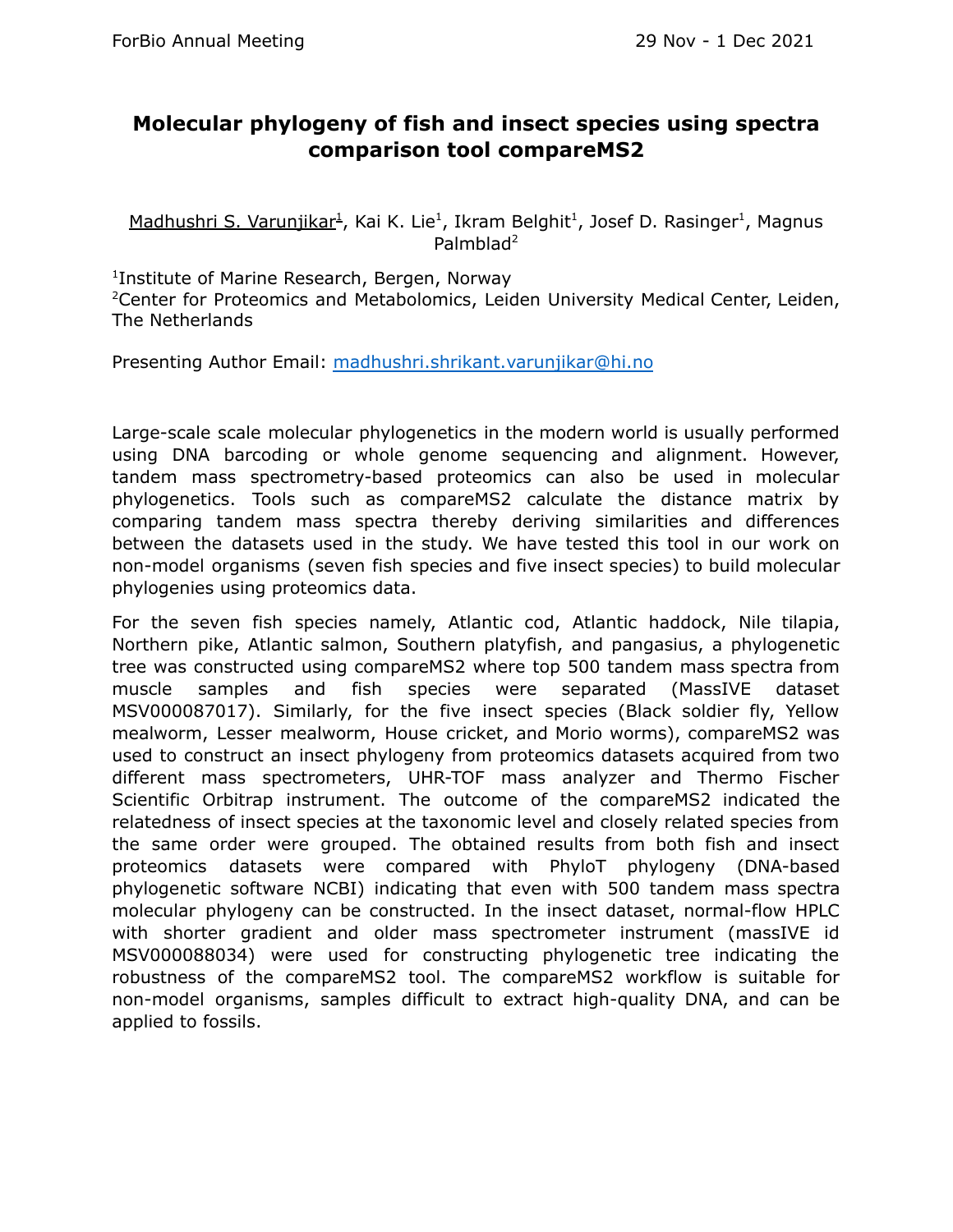# Molecular phylogeny of fish and insect species using spectra comparison tool compareMS2

Madhushri S. Varunjikar[1], Kai K. Lie[1], Ikram Belghit[1], Josef D. Rasinger[1], Magnus Palmblad[2]

[1]Institute of Marine Research, Bergen, Norway
[2]Center for Proteomics and Metabolomics, Leiden University Medical Center, Leiden, The Netherlands

Presenting Author Email: madhushri.shrikant.varunjikar@hi.no

Large-scale scale molecular phylogenetics in the modern world is usually performed using DNA barcoding or whole genome sequencing and alignment. However, tandem mass spectrometry-based proteomics can also be used in molecular phylogenetics. Tools such as compareMS2 calculate the distance matrix by comparing tandem mass spectra thereby deriving similarities and differences between the datasets used in the study. We have tested this tool in our work on non-model organisms (seven fish species and five insect species) to build molecular phylogenies using proteomics data.

For the seven fish species namely, Atlantic cod, Atlantic haddock, Nile tilapia, Northern pike, Atlantic salmon, Southern platyfish, and pangasius, a phylogenetic tree was constructed using compareMS2 where top 500 tandem mass spectra from muscle samples and fish species were separated (MassIVE dataset MSV000087017). Similarly, for the five insect species (Black soldier fly, Yellow mealworm, Lesser mealworm, House cricket, and Morio worms), compareMS2 was used to construct an insect phylogeny from proteomics datasets acquired from two different mass spectrometers, UHR-TOF mass analyzer and Thermo Fischer Scientific Orbitrap instrument. The outcome of the compareMS2 indicated the relatedness of insect species at the taxonomic level and closely related species from the same order were grouped. The obtained results from both fish and insect proteomics datasets were compared with PhyloT phylogeny (DNA-based phylogenetic software NCBI) indicating that even with 500 tandem mass spectra molecular phylogeny can be constructed. In the insect dataset, normal-flow HPLC with shorter gradient and older mass spectrometer instrument (massIVE id MSV000088034) were used for constructing phylogenetic tree indicating the robustness of the compareMS2 tool. The compareMS2 workflow is suitable for non-model organisms, samples difficult to extract high-quality DNA, and can be applied to fossils.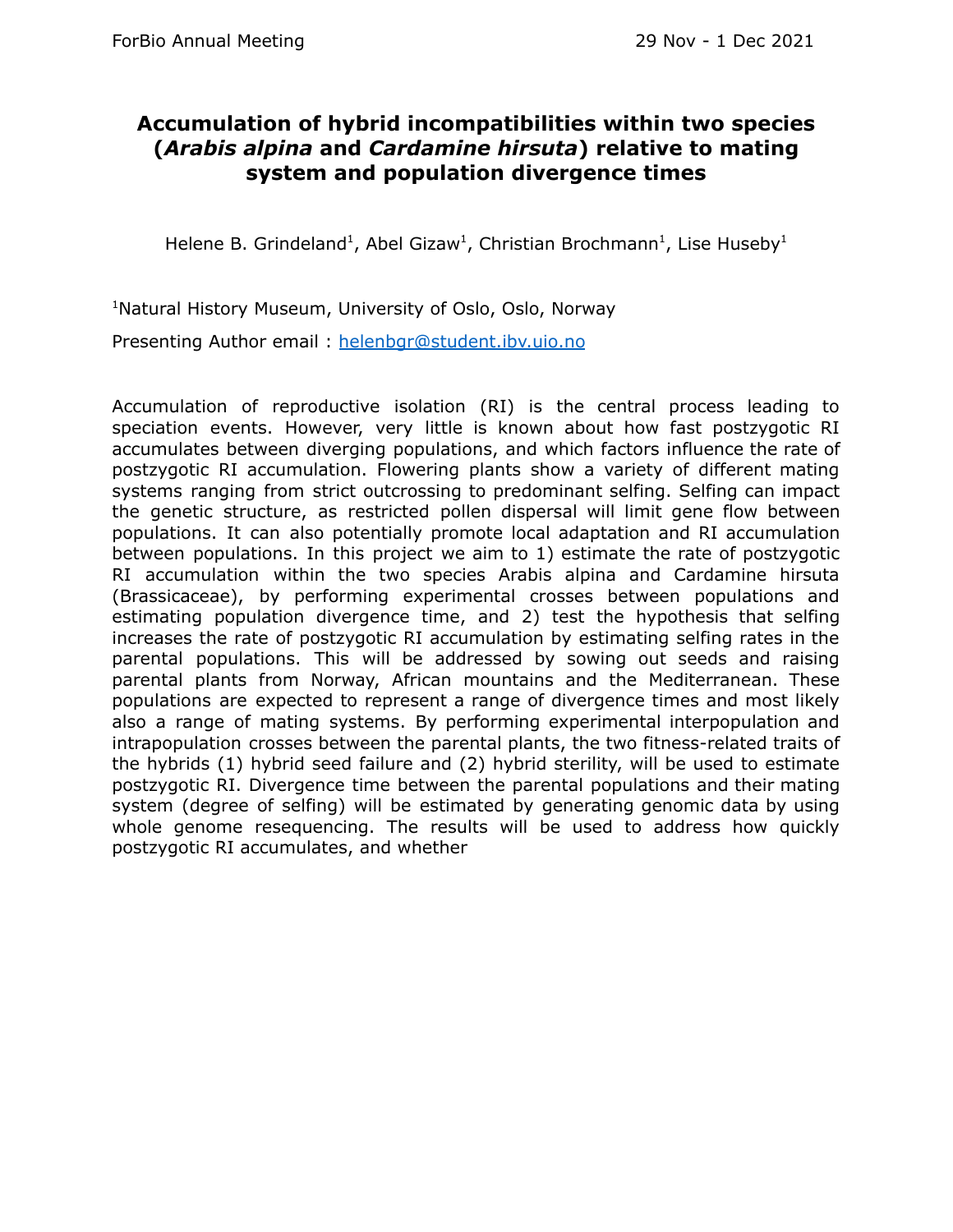# Accumulation of hybrid incompatibilities within two species (*Arabis alpina* and *Cardamine hirsuta*) relative to mating system and population divergence times

Helene B. Grindeland[1], Abel Gizaw[1], Christian Brochmann[1], Lise Huseby[1]

[1]Natural History Museum, University of Oslo, Oslo, Norway

Presenting Author email : helenbgr@student.ibv.uio.no

Accumulation of reproductive isolation (RI) is the central process leading to speciation events. However, very little is known about how fast postzygotic RI accumulates between diverging populations, and which factors influence the rate of postzygotic RI accumulation. Flowering plants show a variety of different mating systems ranging from strict outcrossing to predominant selfing. Selfing can impact the genetic structure, as restricted pollen dispersal will limit gene flow between populations. It can also potentially promote local adaptation and RI accumulation between populations. In this project we aim to 1) estimate the rate of postzygotic RI accumulation within the two species Arabis alpina and Cardamine hirsuta (Brassicaceae), by performing experimental crosses between populations and estimating population divergence time, and 2) test the hypothesis that selfing increases the rate of postzygotic RI accumulation by estimating selfing rates in the parental populations. This will be addressed by sowing out seeds and raising parental plants from Norway, African mountains and the Mediterranean. These populations are expected to represent a range of divergence times and most likely also a range of mating systems. By performing experimental interpopulation and intrapopulation crosses between the parental plants, the two fitness-related traits of the hybrids (1) hybrid seed failure and (2) hybrid sterility, will be used to estimate postzygotic RI. Divergence time between the parental populations and their mating system (degree of selfing) will be estimated by generating genomic data by using whole genome resequencing. The results will be used to address how quickly postzygotic RI accumulates, and whether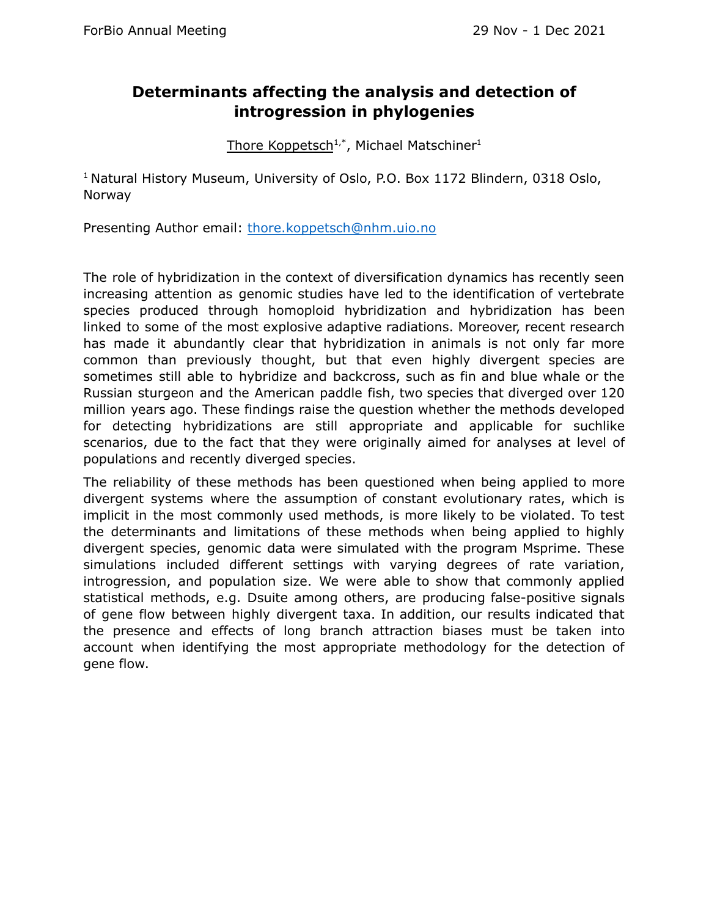# Determinants affecting the analysis and detection of introgression in phylogenies

Thore Koppetsch[1,*], Michael Matschiner[1]

[1] Natural History Museum, University of Oslo, P.O. Box 1172 Blindern, 0318 Oslo, Norway

Presenting Author email: thore.koppetsch@nhm.uio.no

The role of hybridization in the context of diversification dynamics has recently seen increasing attention as genomic studies have led to the identification of vertebrate species produced through homoploid hybridization and hybridization has been linked to some of the most explosive adaptive radiations. Moreover, recent research has made it abundantly clear that hybridization in animals is not only far more common than previously thought, but that even highly divergent species are sometimes still able to hybridize and backcross, such as fin and blue whale or the Russian sturgeon and the American paddle fish, two species that diverged over 120 million years ago. These findings raise the question whether the methods developed for detecting hybridizations are still appropriate and applicable for suchlike scenarios, due to the fact that they were originally aimed for analyses at level of populations and recently diverged species.

The reliability of these methods has been questioned when being applied to more divergent systems where the assumption of constant evolutionary rates, which is implicit in the most commonly used methods, is more likely to be violated. To test the determinants and limitations of these methods when being applied to highly divergent species, genomic data were simulated with the program Msprime. These simulations included different settings with varying degrees of rate variation, introgression, and population size. We were able to show that commonly applied statistical methods, e.g. Dsuite among others, are producing false-positive signals of gene flow between highly divergent taxa. In addition, our results indicated that the presence and effects of long branch attraction biases must be taken into account when identifying the most appropriate methodology for the detection of gene flow.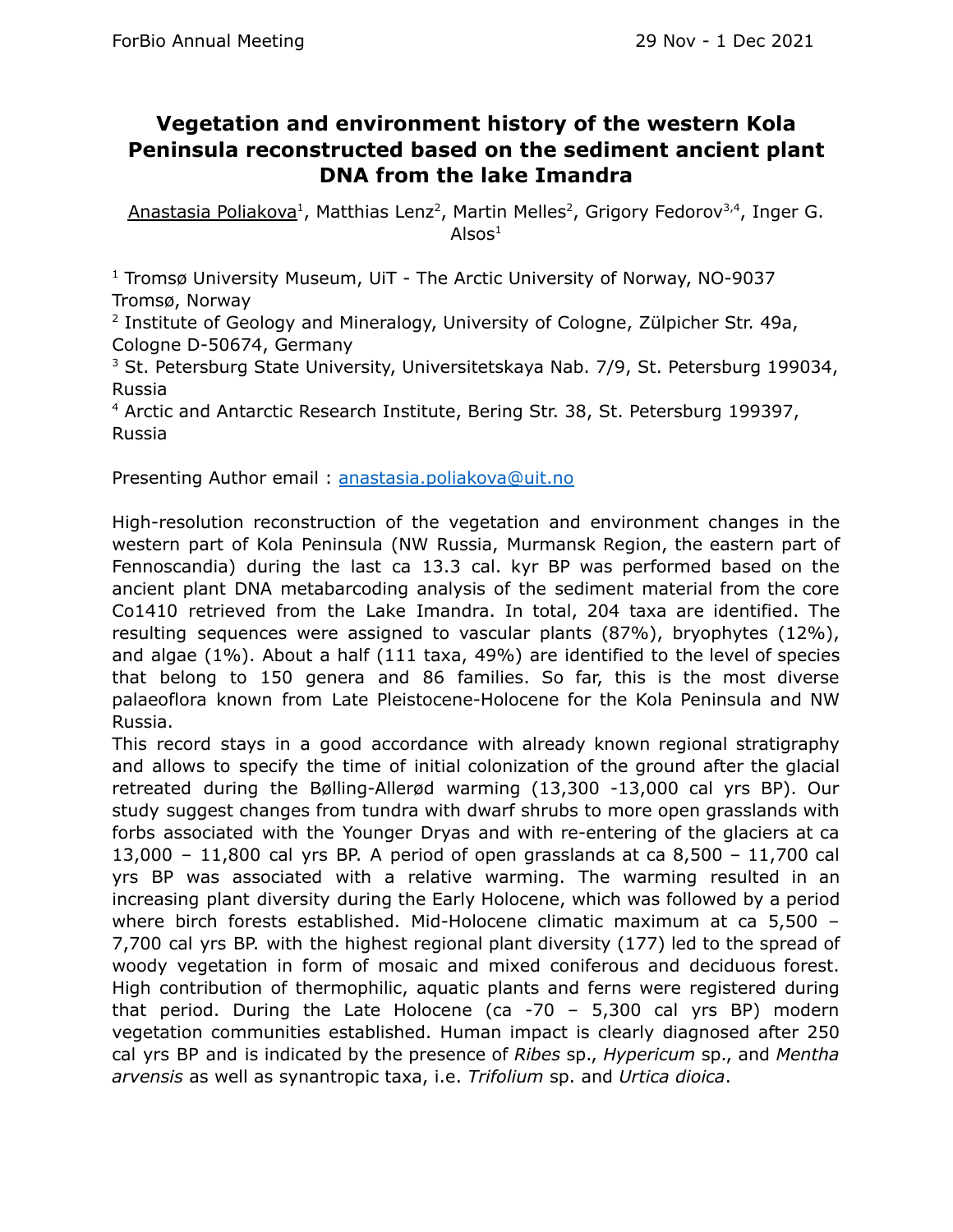# Vegetation and environment history of the western Kola Peninsula reconstructed based on the sediment ancient plant DNA from the lake Imandra

Anastasia Poliakova[1], Matthias Lenz[2], Martin Melles[2], Grigory Fedorov[3,4], Inger G. Alsos[1]

[1] Tromsø University Museum, UiT - The Arctic University of Norway, NO-9037 Tromsø, Norway

[2] Institute of Geology and Mineralogy, University of Cologne, Zülpicher Str. 49a, Cologne D-50674, Germany

[3] St. Petersburg State University, Universitetskaya Nab. 7/9, St. Petersburg 199034, Russia

[4] Arctic and Antarctic Research Institute, Bering Str. 38, St. Petersburg 199397, Russia

Presenting Author email : anastasia.poliakova@uit.no

High-resolution reconstruction of the vegetation and environment changes in the western part of Kola Peninsula (NW Russia, Murmansk Region, the eastern part of Fennoscandia) during the last ca 13.3 cal. kyr BP was performed based on the ancient plant DNA metabarcoding analysis of the sediment material from the core Co1410 retrieved from the Lake Imandra. In total, 204 taxa are identified. The resulting sequences were assigned to vascular plants (87%), bryophytes (12%), and algae (1%). About a half (111 taxa, 49%) are identified to the level of species that belong to 150 genera and 86 families. So far, this is the most diverse palaeoflora known from Late Pleistocene-Holocene for the Kola Peninsula and NW Russia.

This record stays in a good accordance with already known regional stratigraphy and allows to specify the time of initial colonization of the ground after the glacial retreated during the Bølling-Allerød warming (13,300 -13,000 cal yrs BP). Our study suggest changes from tundra with dwarf shrubs to more open grasslands with forbs associated with the Younger Dryas and with re-entering of the glaciers at ca 13,000 – 11,800 cal yrs BP. A period of open grasslands at ca 8,500 – 11,700 cal yrs BP was associated with a relative warming. The warming resulted in an increasing plant diversity during the Early Holocene, which was followed by a period where birch forests established. Mid-Holocene climatic maximum at ca 5,500 – 7,700 cal yrs BP. with the highest regional plant diversity (177) led to the spread of woody vegetation in form of mosaic and mixed coniferous and deciduous forest. High contribution of thermophilic, aquatic plants and ferns were registered during that period. During the Late Holocene (ca -70 – 5,300 cal yrs BP) modern vegetation communities established. Human impact is clearly diagnosed after 250 cal yrs BP and is indicated by the presence of *Ribes* sp., *Hypericum* sp., and *Mentha arvensis* as well as synantropic taxa, i.e. *Trifolium* sp. and *Urtica dioica*.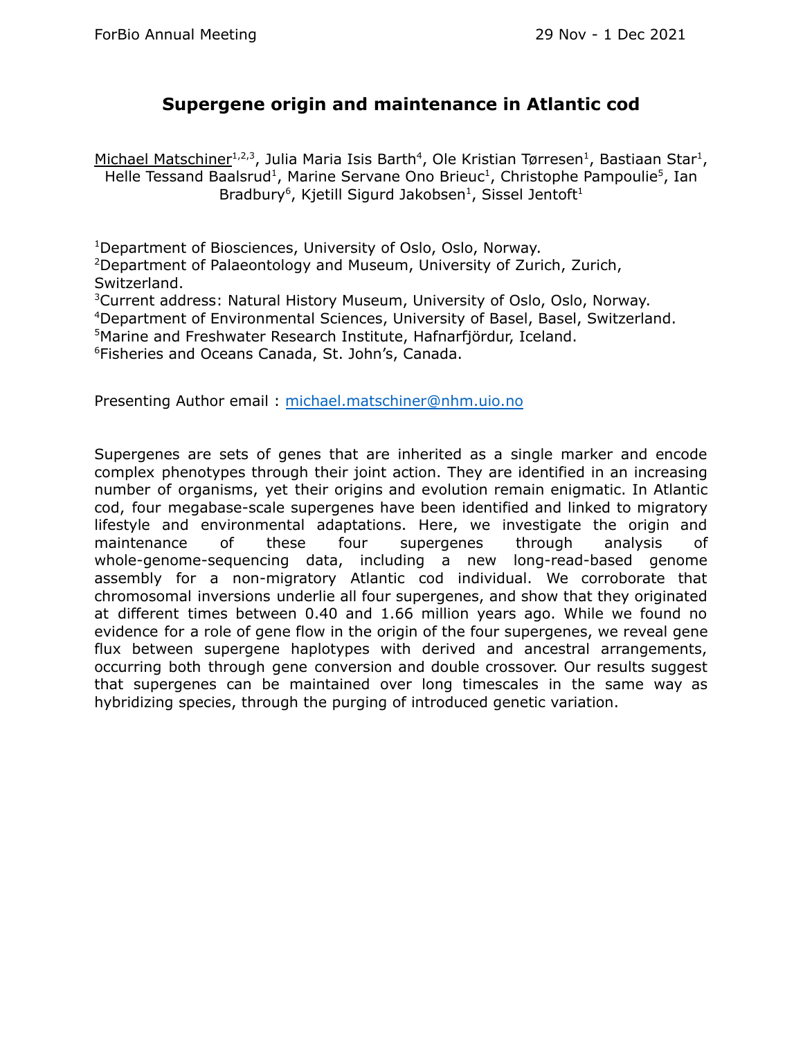# Supergene origin and maintenance in Atlantic cod

Michael Matschiner[1,2,3], Julia Maria Isis Barth[4], Ole Kristian Tørresen[1], Bastiaan Star[1], Helle Tessand Baalsrud[1], Marine Servane Ono Brieuc[1], Christophe Pampoulie[5], Ian Bradbury[6], Kjetill Sigurd Jakobsen[1], Sissel Jentoft[1]

[1]Department of Biosciences, University of Oslo, Oslo, Norway.
[2]Department of Palaeontology and Museum, University of Zurich, Zurich, Switzerland.
[3]Current address: Natural History Museum, University of Oslo, Oslo, Norway.
[4]Department of Environmental Sciences, University of Basel, Basel, Switzerland.
[5]Marine and Freshwater Research Institute, Hafnarfjördur, Iceland.
[6]Fisheries and Oceans Canada, St. John's, Canada.

Presenting Author email : michael.matschiner@nhm.uio.no

Supergenes are sets of genes that are inherited as a single marker and encode complex phenotypes through their joint action. They are identified in an increasing number of organisms, yet their origins and evolution remain enigmatic. In Atlantic cod, four megabase-scale supergenes have been identified and linked to migratory lifestyle and environmental adaptations. Here, we investigate the origin and maintenance of these four supergenes through analysis of whole-genome-sequencing data, including a new long-read-based genome assembly for a non-migratory Atlantic cod individual. We corroborate that chromosomal inversions underlie all four supergenes, and show that they originated at different times between 0.40 and 1.66 million years ago. While we found no evidence for a role of gene flow in the origin of the four supergenes, we reveal gene flux between supergene haplotypes with derived and ancestral arrangements, occurring both through gene conversion and double crossover. Our results suggest that supergenes can be maintained over long timescales in the same way as hybridizing species, through the purging of introduced genetic variation.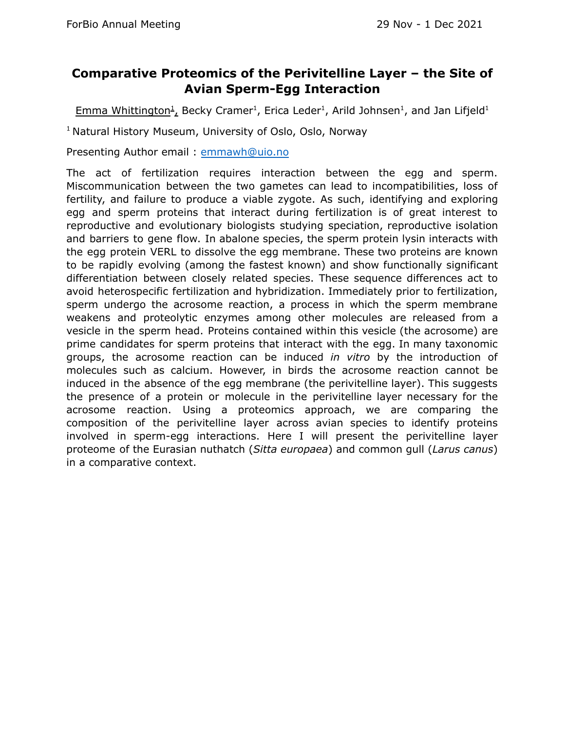## Comparative Proteomics of the Perivitelline Layer – the Site of Avian Sperm-Egg Interaction

Emma Whittington[1], Becky Cramer[1], Erica Leder[1], Arild Johnsen[1], and Jan Lifjeld[1]

[1] Natural History Museum, University of Oslo, Oslo, Norway

Presenting Author email : emmawh@uio.no

The act of fertilization requires interaction between the egg and sperm. Miscommunication between the two gametes can lead to incompatibilities, loss of fertility, and failure to produce a viable zygote. As such, identifying and exploring egg and sperm proteins that interact during fertilization is of great interest to reproductive and evolutionary biologists studying speciation, reproductive isolation and barriers to gene flow. In abalone species, the sperm protein lysin interacts with the egg protein VERL to dissolve the egg membrane. These two proteins are known to be rapidly evolving (among the fastest known) and show functionally significant differentiation between closely related species. These sequence differences act to avoid heterospecific fertilization and hybridization. Immediately prior to fertilization, sperm undergo the acrosome reaction, a process in which the sperm membrane weakens and proteolytic enzymes among other molecules are released from a vesicle in the sperm head. Proteins contained within this vesicle (the acrosome) are prime candidates for sperm proteins that interact with the egg. In many taxonomic groups, the acrosome reaction can be induced *in vitro* by the introduction of molecules such as calcium. However, in birds the acrosome reaction cannot be induced in the absence of the egg membrane (the perivitelline layer). This suggests the presence of a protein or molecule in the perivitelline layer necessary for the acrosome reaction. Using a proteomics approach, we are comparing the composition of the perivitelline layer across avian species to identify proteins involved in sperm-egg interactions. Here I will present the perivitelline layer proteome of the Eurasian nuthatch (*Sitta europaea*) and common gull (*Larus canus*) in a comparative context.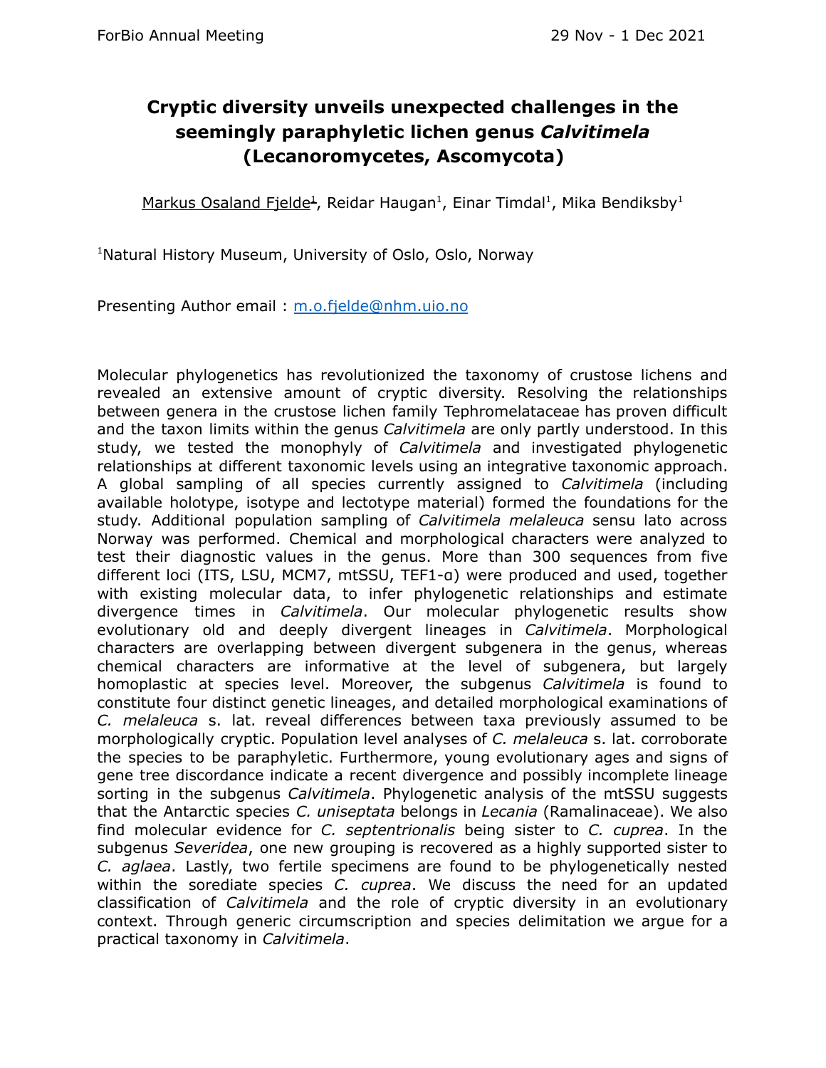# Cryptic diversity unveils unexpected challenges in the seemingly paraphyletic lichen genus *Calvitimela* (Lecanoromycetes, Ascomycota)

Markus Osaland Fjelde[1], Reidar Haugan[1], Einar Timdal[1], Mika Bendiksby[1]

[1]Natural History Museum, University of Oslo, Oslo, Norway

Presenting Author email : m.o.fjelde@nhm.uio.no

Molecular phylogenetics has revolutionized the taxonomy of crustose lichens and revealed an extensive amount of cryptic diversity. Resolving the relationships between genera in the crustose lichen family Tephromelataceae has proven difficult and the taxon limits within the genus *Calvitimela* are only partly understood. In this study, we tested the monophyly of *Calvitimela* and investigated phylogenetic relationships at different taxonomic levels using an integrative taxonomic approach. A global sampling of all species currently assigned to *Calvitimela* (including available holotype, isotype and lectotype material) formed the foundations for the study. Additional population sampling of *Calvitimela melaleuca* sensu lato across Norway was performed. Chemical and morphological characters were analyzed to test their diagnostic values in the genus. More than 300 sequences from five different loci (ITS, LSU, MCM7, mtSSU, TEF1-ɑ) were produced and used, together with existing molecular data, to infer phylogenetic relationships and estimate divergence times in *Calvitimela*. Our molecular phylogenetic results show evolutionary old and deeply divergent lineages in *Calvitimela*. Morphological characters are overlapping between divergent subgenera in the genus, whereas chemical characters are informative at the level of subgenera, but largely homoplastic at species level. Moreover, the subgenus *Calvitimela* is found to constitute four distinct genetic lineages, and detailed morphological examinations of *C. melaleuca* s. lat. reveal differences between taxa previously assumed to be morphologically cryptic. Population level analyses of *C. melaleuca* s. lat. corroborate the species to be paraphyletic. Furthermore, young evolutionary ages and signs of gene tree discordance indicate a recent divergence and possibly incomplete lineage sorting in the subgenus *Calvitimela*. Phylogenetic analysis of the mtSSU suggests that the Antarctic species *C. uniseptata* belongs in *Lecania* (Ramalinaceae). We also find molecular evidence for *C. septentrionalis* being sister to *C. cuprea*. In the subgenus *Severidea*, one new grouping is recovered as a highly supported sister to *C. aglaea*. Lastly, two fertile specimens are found to be phylogenetically nested within the sorediate species *C. cuprea*. We discuss the need for an updated classification of *Calvitimela* and the role of cryptic diversity in an evolutionary context. Through generic circumscription and species delimitation we argue for a practical taxonomy in *Calvitimela*.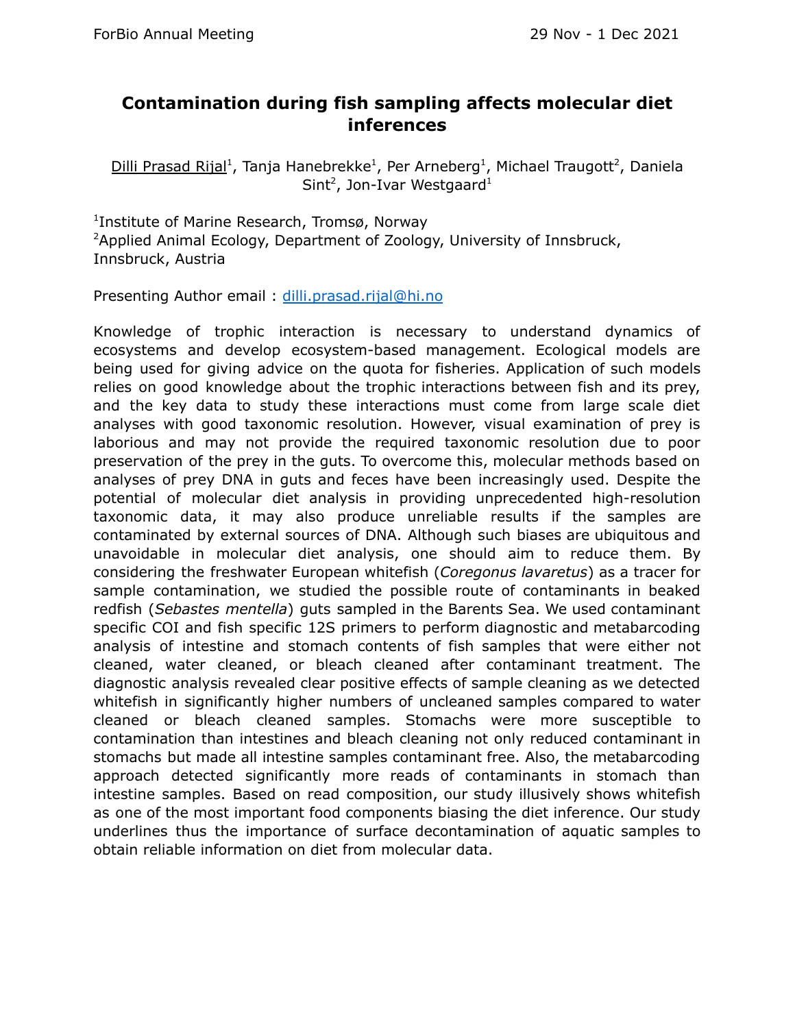# Contamination during fish sampling affects molecular diet inferences

Dilli Prasad Rijal[1], Tanja Hanebrekke[1], Per Arneberg[1], Michael Traugott[2], Daniela Sint[2], Jon-Ivar Westgaard[1]

[1]Institute of Marine Research, Tromsø, Norway
[2]Applied Animal Ecology, Department of Zoology, University of Innsbruck, Innsbruck, Austria

Presenting Author email : dilli.prasad.rijal@hi.no

Knowledge of trophic interaction is necessary to understand dynamics of ecosystems and develop ecosystem-based management. Ecological models are being used for giving advice on the quota for fisheries. Application of such models relies on good knowledge about the trophic interactions between fish and its prey, and the key data to study these interactions must come from large scale diet analyses with good taxonomic resolution. However, visual examination of prey is laborious and may not provide the required taxonomic resolution due to poor preservation of the prey in the guts. To overcome this, molecular methods based on analyses of prey DNA in guts and feces have been increasingly used. Despite the potential of molecular diet analysis in providing unprecedented high-resolution taxonomic data, it may also produce unreliable results if the samples are contaminated by external sources of DNA. Although such biases are ubiquitous and unavoidable in molecular diet analysis, one should aim to reduce them. By considering the freshwater European whitefish (*Coregonus lavaretus*) as a tracer for sample contamination, we studied the possible route of contaminants in beaked redfish (*Sebastes mentella*) guts sampled in the Barents Sea. We used contaminant specific COI and fish specific 12S primers to perform diagnostic and metabarcoding analysis of intestine and stomach contents of fish samples that were either not cleaned, water cleaned, or bleach cleaned after contaminant treatment. The diagnostic analysis revealed clear positive effects of sample cleaning as we detected whitefish in significantly higher numbers of uncleaned samples compared to water cleaned or bleach cleaned samples. Stomachs were more susceptible to contamination than intestines and bleach cleaning not only reduced contaminant in stomachs but made all intestine samples contaminant free. Also, the metabarcoding approach detected significantly more reads of contaminants in stomach than intestine samples. Based on read composition, our study illusively shows whitefish as one of the most important food components biasing the diet inference. Our study underlines thus the importance of surface decontamination of aquatic samples to obtain reliable information on diet from molecular data.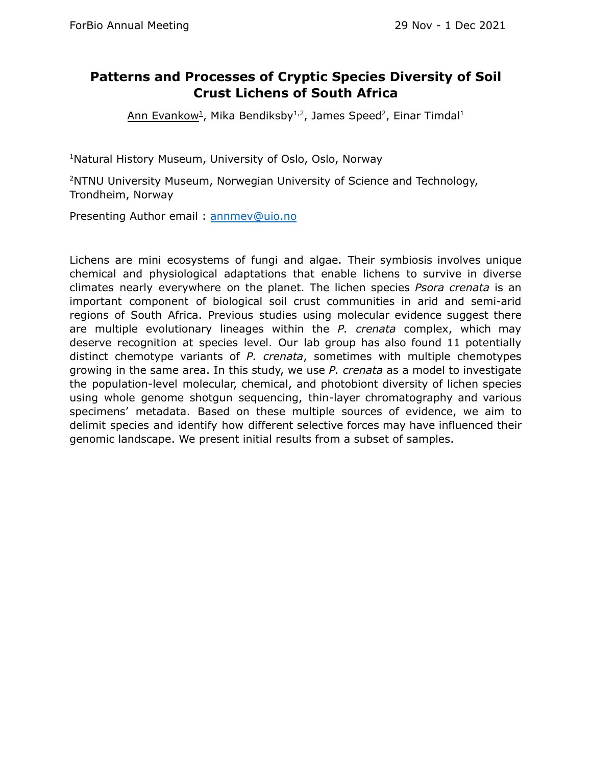# Patterns and Processes of Cryptic Species Diversity of Soil Crust Lichens of South Africa

Ann Evankow[1], Mika Bendiksby[1,2], James Speed[2], Einar Timdal[1]

[1]Natural History Museum, University of Oslo, Oslo, Norway

[2]NTNU University Museum, Norwegian University of Science and Technology, Trondheim, Norway

Presenting Author email : annmev@uio.no

Lichens are mini ecosystems of fungi and algae. Their symbiosis involves unique chemical and physiological adaptations that enable lichens to survive in diverse climates nearly everywhere on the planet. The lichen species *Psora crenata* is an important component of biological soil crust communities in arid and semi-arid regions of South Africa. Previous studies using molecular evidence suggest there are multiple evolutionary lineages within the *P. crenata* complex, which may deserve recognition at species level. Our lab group has also found 11 potentially distinct chemotype variants of *P. crenata*, sometimes with multiple chemotypes growing in the same area. In this study, we use *P. crenata* as a model to investigate the population-level molecular, chemical, and photobiont diversity of lichen species using whole genome shotgun sequencing, thin-layer chromatography and various specimens' metadata. Based on these multiple sources of evidence, we aim to delimit species and identify how different selective forces may have influenced their genomic landscape. We present initial results from a subset of samples.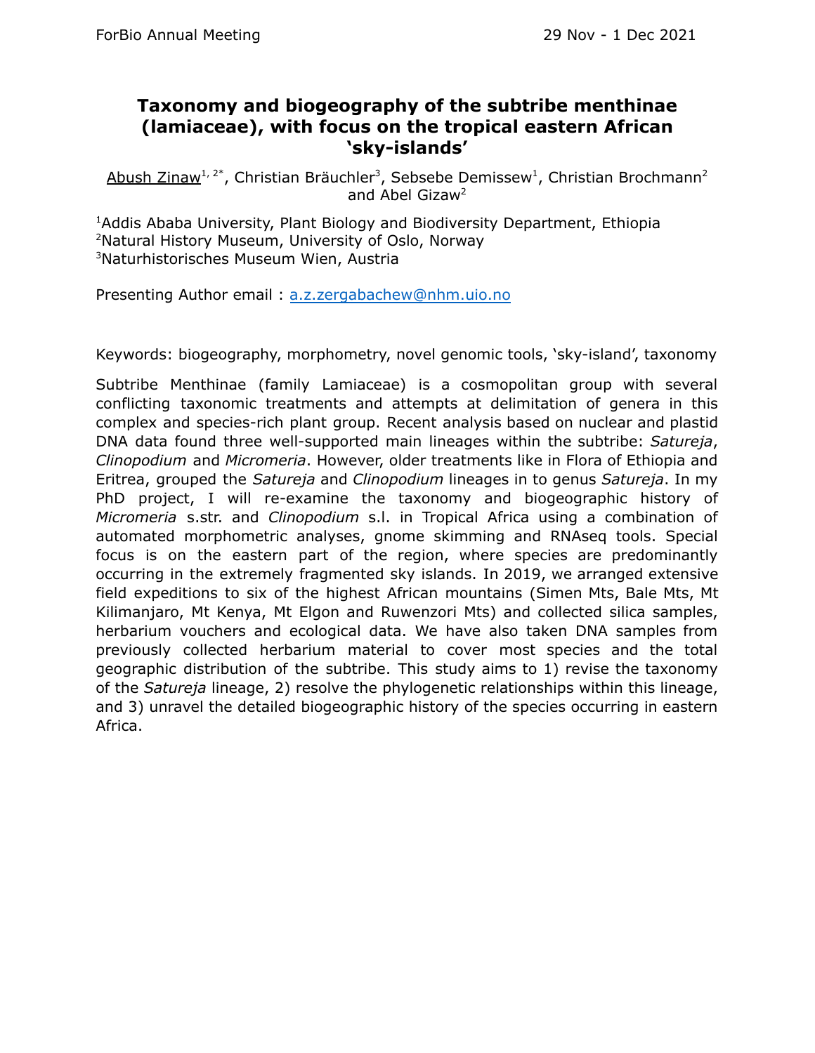# Taxonomy and biogeography of the subtribe menthinae (lamiaceae), with focus on the tropical eastern African 'sky-islands'

Abush Zinaw[1, 2*], Christian Bräuchler[3], Sebsebe Demissew[1], Christian Brochmann[2] and Abel Gizaw[2]

[1]Addis Ababa University, Plant Biology and Biodiversity Department, Ethiopia
[2]Natural History Museum, University of Oslo, Norway
[3]Naturhistorisches Museum Wien, Austria

Presenting Author email : a.z.zergabachew@nhm.uio.no

Keywords: biogeography, morphometry, novel genomic tools, 'sky-island', taxonomy

Subtribe Menthinae (family Lamiaceae) is a cosmopolitan group with several conflicting taxonomic treatments and attempts at delimitation of genera in this complex and species-rich plant group. Recent analysis based on nuclear and plastid DNA data found three well-supported main lineages within the subtribe: *Satureja*, *Clinopodium* and *Micromeria*. However, older treatments like in Flora of Ethiopia and Eritrea, grouped the *Satureja* and *Clinopodium* lineages in to genus *Satureja*. In my PhD project, I will re-examine the taxonomy and biogeographic history of *Micromeria* s.str. and *Clinopodium* s.l. in Tropical Africa using a combination of automated morphometric analyses, gnome skimming and RNAseq tools. Special focus is on the eastern part of the region, where species are predominantly occurring in the extremely fragmented sky islands. In 2019, we arranged extensive field expeditions to six of the highest African mountains (Simen Mts, Bale Mts, Mt Kilimanjaro, Mt Kenya, Mt Elgon and Ruwenzori Mts) and collected silica samples, herbarium vouchers and ecological data. We have also taken DNA samples from previously collected herbarium material to cover most species and the total geographic distribution of the subtribe. This study aims to 1) revise the taxonomy of the *Satureja* lineage, 2) resolve the phylogenetic relationships within this lineage, and 3) unravel the detailed biogeographic history of the species occurring in eastern Africa.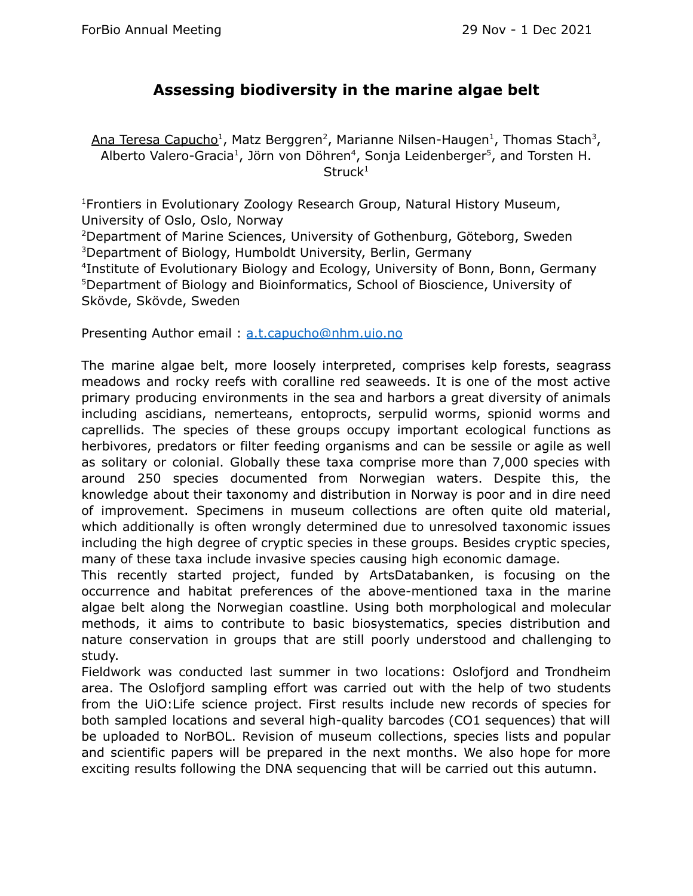# Assessing biodiversity in the marine algae belt

Ana Teresa Capucho[1], Matz Berggren[2], Marianne Nilsen-Haugen[1], Thomas Stach[3], Alberto Valero-Gracia[1], Jörn von Döhren[4], Sonja Leidenberger[5], and Torsten H. Struck[1]

[1]Frontiers in Evolutionary Zoology Research Group, Natural History Museum, University of Oslo, Oslo, Norway
[2]Department of Marine Sciences, University of Gothenburg, Göteborg, Sweden
[3]Department of Biology, Humboldt University, Berlin, Germany
[4]Institute of Evolutionary Biology and Ecology, University of Bonn, Bonn, Germany
[5]Department of Biology and Bioinformatics, School of Bioscience, University of Skövde, Skövde, Sweden

Presenting Author email : a.t.capucho@nhm.uio.no

The marine algae belt, more loosely interpreted, comprises kelp forests, seagrass meadows and rocky reefs with coralline red seaweeds. It is one of the most active primary producing environments in the sea and harbors a great diversity of animals including ascidians, nemerteans, entoprocts, serpulid worms, spionid worms and caprellids. The species of these groups occupy important ecological functions as herbivores, predators or filter feeding organisms and can be sessile or agile as well as solitary or colonial. Globally these taxa comprise more than 7,000 species with around 250 species documented from Norwegian waters. Despite this, the knowledge about their taxonomy and distribution in Norway is poor and in dire need of improvement. Specimens in museum collections are often quite old material, which additionally is often wrongly determined due to unresolved taxonomic issues including the high degree of cryptic species in these groups. Besides cryptic species, many of these taxa include invasive species causing high economic damage.
This recently started project, funded by ArtsDatabanken, is focusing on the occurrence and habitat preferences of the above-mentioned taxa in the marine algae belt along the Norwegian coastline. Using both morphological and molecular methods, it aims to contribute to basic biosystematics, species distribution and nature conservation in groups that are still poorly understood and challenging to study.
Fieldwork was conducted last summer in two locations: Oslofjord and Trondheim area. The Oslofjord sampling effort was carried out with the help of two students from the UiO:Life science project. First results include new records of species for both sampled locations and several high-quality barcodes (CO1 sequences) that will be uploaded to NorBOL. Revision of museum collections, species lists and popular and scientific papers will be prepared in the next months. We also hope for more exciting results following the DNA sequencing that will be carried out this autumn.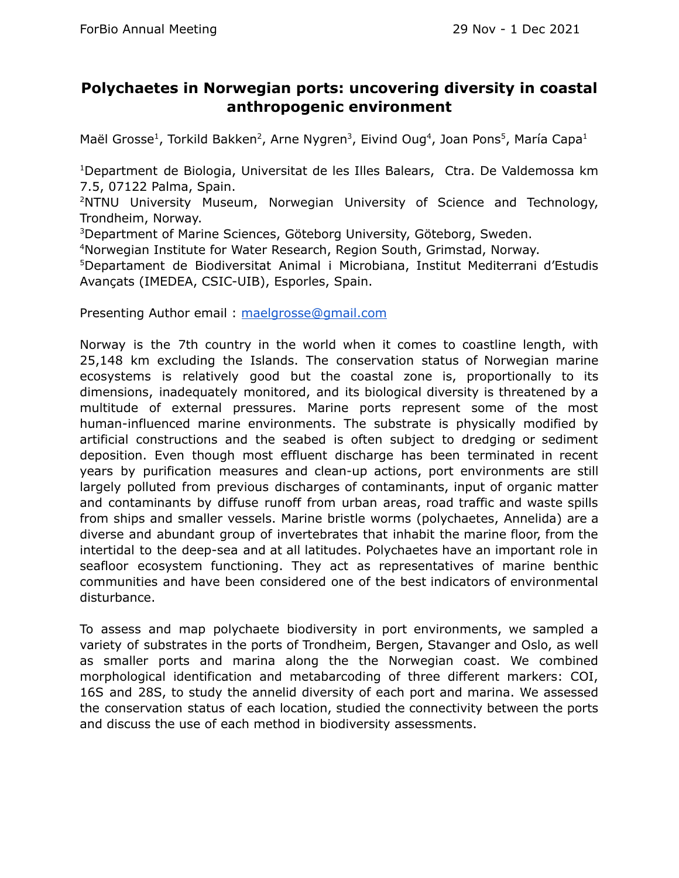# Polychaetes in Norwegian ports: uncovering diversity in coastal anthropogenic environment

Maël Grosse[1], Torkild Bakken[2], Arne Nygren[3], Eivind Oug[4], Joan Pons[5], María Capa[1]

[1]Department de Biologia, Universitat de les Illes Balears, Ctra. De Valdemossa km 7.5, 07122 Palma, Spain.
[2]NTNU University Museum, Norwegian University of Science and Technology, Trondheim, Norway.
[3]Department of Marine Sciences, Göteborg University, Göteborg, Sweden.
[4]Norwegian Institute for Water Research, Region South, Grimstad, Norway.
[5]Departament de Biodiversitat Animal i Microbiana, Institut Mediterrani d'Estudis Avançats (IMEDEA, CSIC-UIB), Esporles, Spain.

Presenting Author email : maelgrosse@gmail.com

Norway is the 7th country in the world when it comes to coastline length, with 25,148 km excluding the Islands. The conservation status of Norwegian marine ecosystems is relatively good but the coastal zone is, proportionally to its dimensions, inadequately monitored, and its biological diversity is threatened by a multitude of external pressures. Marine ports represent some of the most human-influenced marine environments. The substrate is physically modified by artificial constructions and the seabed is often subject to dredging or sediment deposition. Even though most effluent discharge has been terminated in recent years by purification measures and clean-up actions, port environments are still largely polluted from previous discharges of contaminants, input of organic matter and contaminants by diffuse runoff from urban areas, road traffic and waste spills from ships and smaller vessels. Marine bristle worms (polychaetes, Annelida) are a diverse and abundant group of invertebrates that inhabit the marine floor, from the intertidal to the deep-sea and at all latitudes. Polychaetes have an important role in seafloor ecosystem functioning. They act as representatives of marine benthic communities and have been considered one of the best indicators of environmental disturbance.

To assess and map polychaete biodiversity in port environments, we sampled a variety of substrates in the ports of Trondheim, Bergen, Stavanger and Oslo, as well as smaller ports and marina along the the Norwegian coast. We combined morphological identification and metabarcoding of three different markers: COI, 16S and 28S, to study the annelid diversity of each port and marina. We assessed the conservation status of each location, studied the connectivity between the ports and discuss the use of each method in biodiversity assessments.